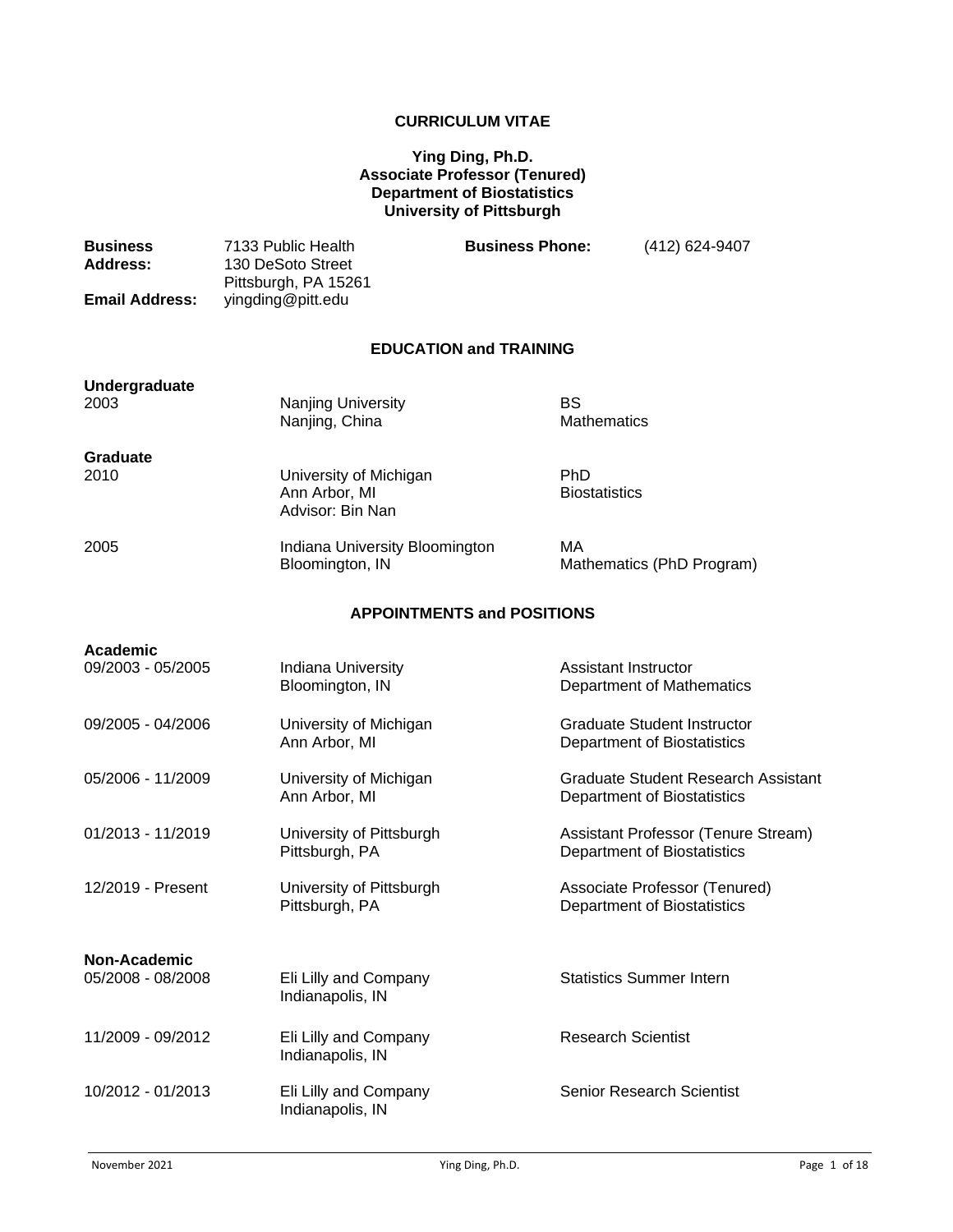# CURRICULUM VITAE

**Ying Ding, Ph.D.**
**Associate Professor (Tenured)**
**Department of Biostatistics**
**University of Pittsburgh**

| | | | |
|---|---|---|---|
| **Business Address:** | 7133 Public Health<br>130 DeSoto Street<br>Pittsburgh, PA 15261 | **Business Phone:** | (412) 624-9407 |
| **Email Address:** | yingding@pitt.edu | | |

## EDUCATION and TRAINING

**Undergraduate**

| | | |
|---|---|---|
| 2003 | Nanjing University<br>Nanjing, China | BS<br>Mathematics |

**Graduate**

| | | |
|---|---|---|
| 2010 | University of Michigan<br>Ann Arbor, MI<br>Advisor: Bin Nan | PhD<br>Biostatistics |
| 2005 | Indiana University Bloomington<br>Bloomington, IN | MA<br>Mathematics (PhD Program) |

## APPOINTMENTS and POSITIONS

**Academic**

| | | |
|---|---|---|
| 09/2003 - 05/2005 | Indiana University<br>Bloomington, IN | Assistant Instructor<br>Department of Mathematics |
| 09/2005 - 04/2006 | University of Michigan<br>Ann Arbor, MI | Graduate Student Instructor<br>Department of Biostatistics |
| 05/2006 - 11/2009 | University of Michigan<br>Ann Arbor, MI | Graduate Student Research Assistant<br>Department of Biostatistics |
| 01/2013 - 11/2019 | University of Pittsburgh<br>Pittsburgh, PA | Assistant Professor (Tenure Stream)<br>Department of Biostatistics |
| 12/2019 - Present | University of Pittsburgh<br>Pittsburgh, PA | Associate Professor (Tenured)<br>Department of Biostatistics |

**Non-Academic**

| | | |
|---|---|---|
| 05/2008 - 08/2008 | Eli Lilly and Company<br>Indianapolis, IN | Statistics Summer Intern |
| 11/2009 - 09/2012 | Eli Lilly and Company<br>Indianapolis, IN | Research Scientist |
| 10/2012 - 01/2013 | Eli Lilly and Company<br>Indianapolis, IN | Senior Research Scientist |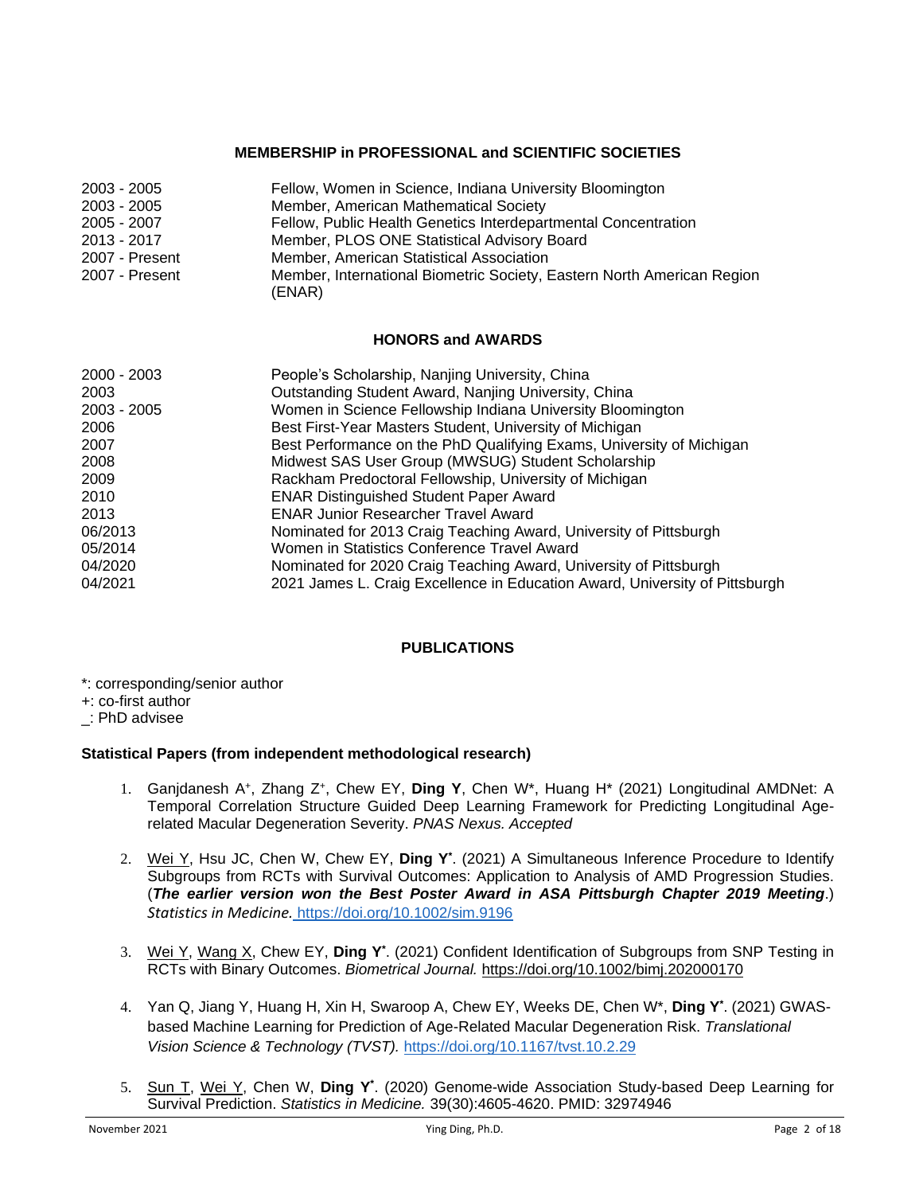## MEMBERSHIP in PROFESSIONAL and SCIENTIFIC SOCIETIES

| | |
|---|---|
| 2003 - 2005 | Fellow, Women in Science, Indiana University Bloomington |
| 2003 - 2005 | Member, American Mathematical Society |
| 2005 - 2007 | Fellow, Public Health Genetics Interdepartmental Concentration |
| 2013 - 2017 | Member, PLOS ONE Statistical Advisory Board |
| 2007 - Present | Member, American Statistical Association |
| 2007 - Present | Member, International Biometric Society, Eastern North American Region (ENAR) |

## HONORS and AWARDS

| | |
|---|---|
| 2000 - 2003 | People's Scholarship, Nanjing University, China |
| 2003 | Outstanding Student Award, Nanjing University, China |
| 2003 - 2005 | Women in Science Fellowship Indiana University Bloomington |
| 2006 | Best First-Year Masters Student, University of Michigan |
| 2007 | Best Performance on the PhD Qualifying Exams, University of Michigan |
| 2008 | Midwest SAS User Group (MWSUG) Student Scholarship |
| 2009 | Rackham Predoctoral Fellowship, University of Michigan |
| 2010 | ENAR Distinguished Student Paper Award |
| 2013 | ENAR Junior Researcher Travel Award |
| 06/2013 | Nominated for 2013 Craig Teaching Award, University of Pittsburgh |
| 05/2014 | Women in Statistics Conference Travel Award |
| 04/2020 | Nominated for 2020 Craig Teaching Award, University of Pittsburgh |
| 04/2021 | 2021 James L. Craig Excellence in Education Award, University of Pittsburgh |

## PUBLICATIONS

*: corresponding/senior author
+: co-first author
_: PhD advisee

### Statistical Papers (from independent methodological research)

1. Ganjdanesh A+, Zhang Z+, Chew EY, **Ding Y**, Chen W*, Huang H* (2021) Longitudinal AMDNet: A Temporal Correlation Structure Guided Deep Learning Framework for Predicting Longitudinal Age-related Macular Degeneration Severity. *PNAS Nexus. Accepted*

2. <u>Wei Y</u>, Hsu JC, Chen W, Chew EY, **Ding Y***. (2021) A Simultaneous Inference Procedure to Identify Subgroups from RCTs with Survival Outcomes: Application to Analysis of AMD Progression Studies. (***The earlier version won the Best Poster Award in ASA Pittsburgh Chapter 2019 Meeting***.) *Statistics in Medicine.* https://doi.org/10.1002/sim.9196

3. <u>Wei Y</u>, <u>Wang X</u>, Chew EY, **Ding Y***. (2021) Confident Identification of Subgroups from SNP Testing in RCTs with Binary Outcomes. *Biometrical Journal.* https://doi.org/10.1002/bimj.202000170

4. Yan Q, Jiang Y, Huang H, Xin H, Swaroop A, Chew EY, Weeks DE, Chen W*, **Ding Y***. (2021) GWAS-based Machine Learning for Prediction of Age-Related Macular Degeneration Risk. *Translational Vision Science & Technology (TVST).* https://doi.org/10.1167/tvst.10.2.29

5. <u>Sun T</u>, <u>Wei Y</u>, Chen W, **Ding Y***. (2020) Genome-wide Association Study-based Deep Learning for Survival Prediction. *Statistics in Medicine.* 39(30):4605-4620. PMID: 32974946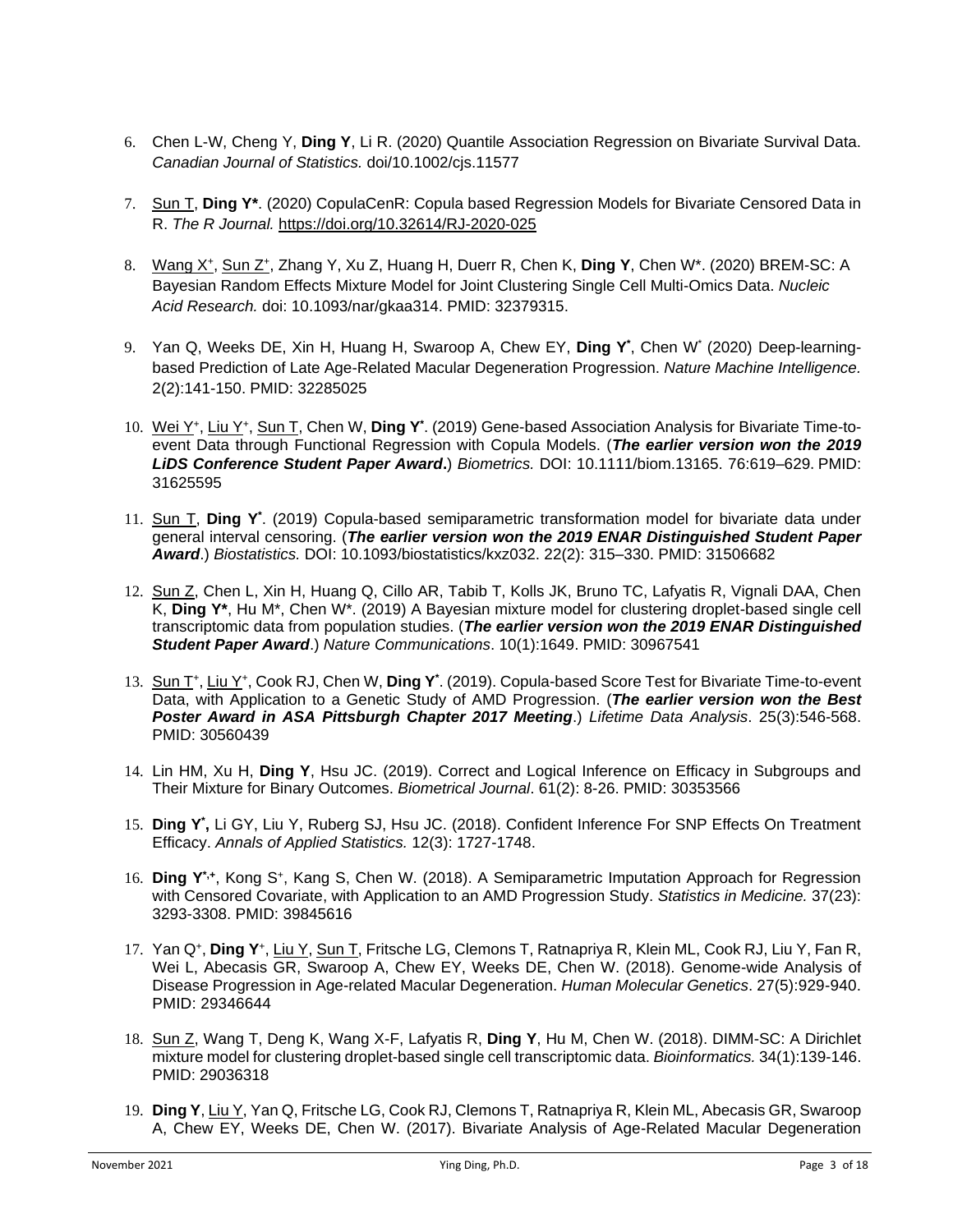6. Chen L-W, Cheng Y, **Ding Y**, Li R. (2020) Quantile Association Regression on Bivariate Survival Data. *Canadian Journal of Statistics.* doi/10.1002/cjs.11577

7. Sun T, **Ding Y***. (2020) CopulaCenR: Copula based Regression Models for Bivariate Censored Data in R. *The R Journal.* https://doi.org/10.32614/RJ-2020-025

8. Wang X[+], Sun Z[+], Zhang Y, Xu Z, Huang H, Duerr R, Chen K, **Ding Y**, Chen W*. (2020) BREM-SC: A Bayesian Random Effects Mixture Model for Joint Clustering Single Cell Multi-Omics Data. *Nucleic Acid Research.* doi: 10.1093/nar/gkaa314. PMID: 32379315.

9. Yan Q, Weeks DE, Xin H, Huang H, Swaroop A, Chew EY, **Ding Y***, Chen W* (2020) Deep-learning-based Prediction of Late Age-Related Macular Degeneration Progression. *Nature Machine Intelligence.* 2(2):141-150. PMID: 32285025

10. Wei Y[+], Liu Y[+], Sun T, Chen W, **Ding Y***. (2019) Gene-based Association Analysis for Bivariate Time-to-event Data through Functional Regression with Copula Models. (***The earlier version won the 2019 LiDS Conference Student Paper Award*.**) *Biometrics.* DOI: 10.1111/biom.13165. 76:619–629. PMID: 31625595

11. Sun T, **Ding Y***. (2019) Copula-based semiparametric transformation model for bivariate data under general interval censoring. (***The earlier version won the 2019 ENAR Distinguished Student Paper Award***.) *Biostatistics.* DOI: 10.1093/biostatistics/kxz032. 22(2): 315–330. PMID: 31506682

12. Sun Z, Chen L, Xin H, Huang Q, Cillo AR, Tabib T, Kolls JK, Bruno TC, Lafyatis R, Vignali DAA, Chen K, **Ding Y***, Hu M*, Chen W*. (2019) A Bayesian mixture model for clustering droplet-based single cell transcriptomic data from population studies. (***The earlier version won the 2019 ENAR Distinguished Student Paper Award***.) *Nature Communications*. 10(1):1649. PMID: 30967541

13. Sun T[+], Liu Y[+], Cook RJ, Chen W, **Ding Y***. (2019). Copula-based Score Test for Bivariate Time-to-event Data, with Application to a Genetic Study of AMD Progression. (***The earlier version won the Best Poster Award in ASA Pittsburgh Chapter 2017 Meeting***.) *Lifetime Data Analysis*. 25(3):546-568. PMID: 30560439

14. Lin HM, Xu H, **Ding Y**, Hsu JC. (2019). Correct and Logical Inference on Efficacy in Subgroups and Their Mixture for Binary Outcomes. *Biometrical Journal*. 61(2): 8-26. PMID: 30353566

15. **Ding Y*,** Li GY, Liu Y, Ruberg SJ, Hsu JC. (2018). Confident Inference For SNP Effects On Treatment Efficacy. *Annals of Applied Statistics.* 12(3): 1727-1748.

16. **Ding Y***[,+], Kong S[+], Kang S, Chen W. (2018). A Semiparametric Imputation Approach for Regression with Censored Covariate, with Application to an AMD Progression Study. *Statistics in Medicine.* 37(23): 3293-3308. PMID: 39845616

17. Yan Q[+], **Ding Y**[+], Liu Y, Sun T, Fritsche LG, Clemons T, Ratnapriya R, Klein ML, Cook RJ, Liu Y, Fan R, Wei L, Abecasis GR, Swaroop A, Chew EY, Weeks DE, Chen W. (2018). Genome-wide Analysis of Disease Progression in Age-related Macular Degeneration. *Human Molecular Genetics*. 27(5):929-940. PMID: 29346644

18. Sun Z, Wang T, Deng K, Wang X-F, Lafyatis R, **Ding Y**, Hu M, Chen W. (2018). DIMM-SC: A Dirichlet mixture model for clustering droplet-based single cell transcriptomic data. *Bioinformatics.* 34(1):139-146. PMID: 29036318

19. **Ding Y**, Liu Y, Yan Q, Fritsche LG, Cook RJ, Clemons T, Ratnapriya R, Klein ML, Abecasis GR, Swaroop A, Chew EY, Weeks DE, Chen W. (2017). Bivariate Analysis of Age-Related Macular Degeneration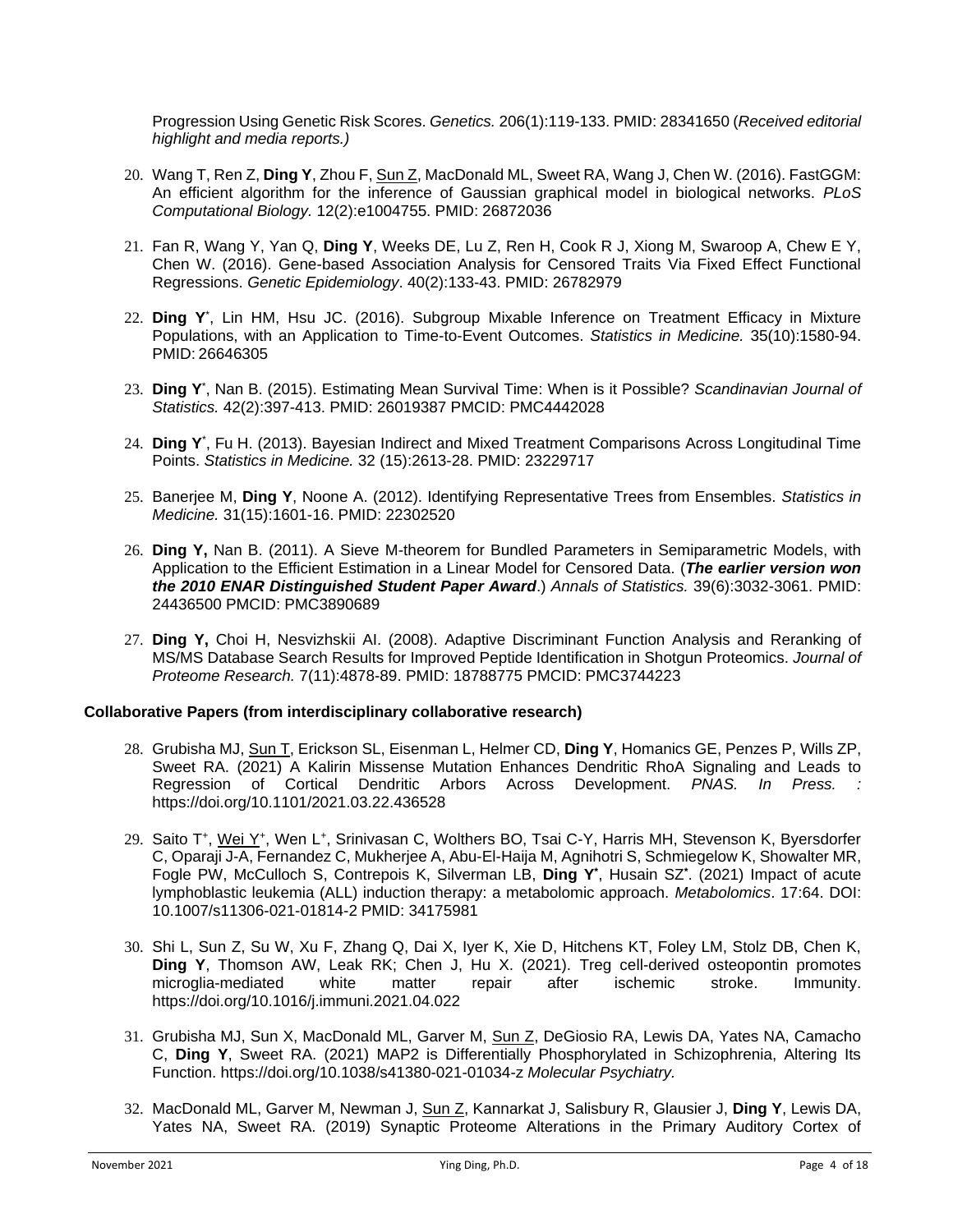Progression Using Genetic Risk Scores. *Genetics.* 206(1):119-133. PMID: 28341650 (*Received editorial highlight and media reports.)*

20. Wang T, Ren Z, **Ding Y**, Zhou F, <u>Sun Z</u>, MacDonald ML, Sweet RA, Wang J, Chen W. (2016). FastGGM: An efficient algorithm for the inference of Gaussian graphical model in biological networks. *PLoS Computational Biology.* 12(2):e1004755. PMID: 26872036

21. Fan R, Wang Y, Yan Q, **Ding Y**, Weeks DE, Lu Z, Ren H, Cook R J, Xiong M, Swaroop A, Chew E Y, Chen W. (2016). Gene-based Association Analysis for Censored Traits Via Fixed Effect Functional Regressions. *Genetic Epidemiology*. 40(2):133-43. PMID: 26782979

22. **Ding Y**[*], Lin HM, Hsu JC. (2016). Subgroup Mixable Inference on Treatment Efficacy in Mixture Populations, with an Application to Time-to-Event Outcomes. *Statistics in Medicine.* 35(10):1580-94. PMID: 26646305

23. **Ding Y**[*], Nan B. (2015). Estimating Mean Survival Time: When is it Possible? *Scandinavian Journal of Statistics.* 42(2):397-413. PMID: 26019387 PMCID: PMC4442028

24. **Ding Y**[*], Fu H. (2013). Bayesian Indirect and Mixed Treatment Comparisons Across Longitudinal Time Points. *Statistics in Medicine.* 32 (15):2613-28. PMID: 23229717

25. Banerjee M, **Ding Y**, Noone A. (2012). Identifying Representative Trees from Ensembles. *Statistics in Medicine.* 31(15):1601-16. PMID: 22302520

26. **Ding Y,** Nan B. (2011). A Sieve M-theorem for Bundled Parameters in Semiparametric Models, with Application to the Efficient Estimation in a Linear Model for Censored Data. (***The earlier version won the 2010 ENAR Distinguished Student Paper Award***.) *Annals of Statistics.* 39(6):3032-3061. PMID: 24436500 PMCID: PMC3890689

27. **Ding Y,** Choi H, Nesvizhskii AI. (2008). Adaptive Discriminant Function Analysis and Reranking of MS/MS Database Search Results for Improved Peptide Identification in Shotgun Proteomics. *Journal of Proteome Research.* 7(11):4878-89. PMID: 18788775 PMCID: PMC3744223

**Collaborative Papers (from interdisciplinary collaborative research)**

28. Grubisha MJ, <u>Sun T</u>, Erickson SL, Eisenman L, Helmer CD, **Ding Y**, Homanics GE, Penzes P, Wills ZP, Sweet RA. (2021) A Kalirin Missense Mutation Enhances Dendritic RhoA Signaling and Leads to Regression of Cortical Dendritic Arbors Across Development. *PNAS. In Press. :* https://doi.org/10.1101/2021.03.22.436528

29. Saito T[+], <u>Wei Y</u>[+], Wen L[+], Srinivasan C, Wolthers BO, Tsai C-Y, Harris MH, Stevenson K, Byersdorfer C, Oparaji J-A, Fernandez C, Mukherjee A, Abu-El-Haija M, Agnihotri S, Schmiegelow K, Showalter MR, Fogle PW, McCulloch S, Contrepois K, Silverman LB, **Ding Y**[*], Husain SZ[*]. (2021) Impact of acute lymphoblastic leukemia (ALL) induction therapy: a metabolomic approach. *Metabolomics*. 17:64. DOI: 10.1007/s11306-021-01814-2 PMID: 34175981

30. Shi L, Sun Z, Su W, Xu F, Zhang Q, Dai X, Iyer K, Xie D, Hitchens KT, Foley LM, Stolz DB, Chen K, **Ding Y**, Thomson AW, Leak RK; Chen J, Hu X. (2021). Treg cell-derived osteopontin promotes microglia-mediated white matter repair after ischemic stroke. Immunity. https://doi.org/10.1016/j.immuni.2021.04.022

31. Grubisha MJ, Sun X, MacDonald ML, Garver M, <u>Sun Z</u>, DeGiosio RA, Lewis DA, Yates NA, Camacho C, **Ding Y**, Sweet RA. (2021) MAP2 is Differentially Phosphorylated in Schizophrenia, Altering Its Function. https://doi.org/10.1038/s41380-021-01034-z *Molecular Psychiatry.*

32. MacDonald ML, Garver M, Newman J, <u>Sun Z</u>, Kannarkat J, Salisbury R, Glausier J, **Ding Y**, Lewis DA, Yates NA, Sweet RA. (2019) Synaptic Proteome Alterations in the Primary Auditory Cortex of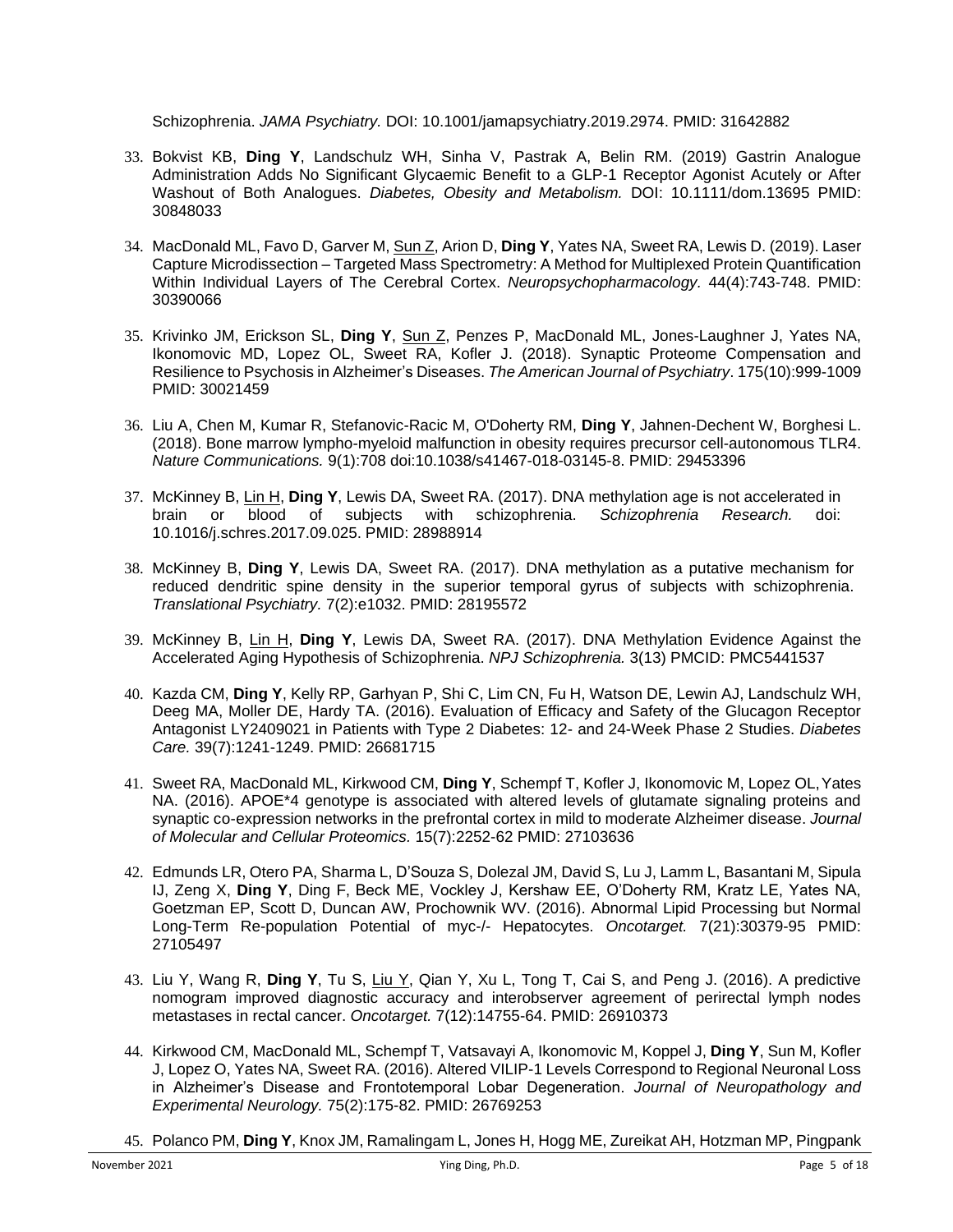Schizophrenia. *JAMA Psychiatry.* DOI: 10.1001/jamapsychiatry.2019.2974. PMID: 31642882

33. Bokvist KB, **Ding Y**, Landschulz WH, Sinha V, Pastrak A, Belin RM. (2019) Gastrin Analogue Administration Adds No Significant Glycaemic Benefit to a GLP-1 Receptor Agonist Acutely or After Washout of Both Analogues. *Diabetes, Obesity and Metabolism.* DOI: 10.1111/dom.13695 PMID: 30848033

34. MacDonald ML, Favo D, Garver M, Sun Z, Arion D, **Ding Y**, Yates NA, Sweet RA, Lewis D. (2019). Laser Capture Microdissection – Targeted Mass Spectrometry: A Method for Multiplexed Protein Quantification Within Individual Layers of The Cerebral Cortex. *Neuropsychopharmacology.* 44(4):743-748. PMID: 30390066

35. Krivinko JM, Erickson SL, **Ding Y**, Sun Z, Penzes P, MacDonald ML, Jones-Laughner J, Yates NA, Ikonomovic MD, Lopez OL, Sweet RA, Kofler J. (2018). Synaptic Proteome Compensation and Resilience to Psychosis in Alzheimer's Diseases. *The American Journal of Psychiatry*. 175(10):999-1009 PMID: 30021459

36. Liu A, Chen M, Kumar R, Stefanovic-Racic M, O'Doherty RM, **Ding Y**, Jahnen-Dechent W, Borghesi L. (2018). Bone marrow lympho-myeloid malfunction in obesity requires precursor cell-autonomous TLR4. *Nature Communications.* 9(1):708 doi:10.1038/s41467-018-03145-8. PMID: 29453396

37. McKinney B, Lin H, **Ding Y**, Lewis DA, Sweet RA. (2017). DNA methylation age is not accelerated in brain or blood of subjects with schizophrenia. *Schizophrenia Research.* doi: 10.1016/j.schres.2017.09.025. PMID: 28988914

38. McKinney B, **Ding Y**, Lewis DA, Sweet RA. (2017). DNA methylation as a putative mechanism for reduced dendritic spine density in the superior temporal gyrus of subjects with schizophrenia. *Translational Psychiatry*. 7(2):e1032. PMID: 28195572

39. McKinney B, Lin H, **Ding Y**, Lewis DA, Sweet RA. (2017). DNA Methylation Evidence Against the Accelerated Aging Hypothesis of Schizophrenia. *NPJ Schizophrenia.* 3(13) PMCID: PMC5441537

40. Kazda CM, **Ding Y**, Kelly RP, Garhyan P, Shi C, Lim CN, Fu H, Watson DE, Lewin AJ, Landschulz WH, Deeg MA, Moller DE, Hardy TA. (2016). Evaluation of Efficacy and Safety of the Glucagon Receptor Antagonist LY2409021 in Patients with Type 2 Diabetes: 12- and 24-Week Phase 2 Studies. *Diabetes Care.* 39(7):1241-1249. PMID: 26681715

41. Sweet RA, MacDonald ML, Kirkwood CM, **Ding Y**, Schempf T, Kofler J, Ikonomovic M, Lopez OL, Yates NA. (2016). APOE*4 genotype is associated with altered levels of glutamate signaling proteins and synaptic co-expression networks in the prefrontal cortex in mild to moderate Alzheimer disease. *Journal of Molecular and Cellular Proteomics.* 15(7):2252-62 PMID: 27103636

42. Edmunds LR, Otero PA, Sharma L, D'Souza S, Dolezal JM, David S, Lu J, Lamm L, Basantani M, Sipula IJ, Zeng X, **Ding Y**, Ding F, Beck ME, Vockley J, Kershaw EE, O'Doherty RM, Kratz LE, Yates NA, Goetzman EP, Scott D, Duncan AW, Prochownik WV. (2016). Abnormal Lipid Processing but Normal Long-Term Re-population Potential of myc-/- Hepatocytes. *Oncotarget.* 7(21):30379-95 PMID: 27105497

43. Liu Y, Wang R, **Ding Y**, Tu S, Liu Y, Qian Y, Xu L, Tong T, Cai S, and Peng J. (2016). A predictive nomogram improved diagnostic accuracy and interobserver agreement of perirectal lymph nodes metastases in rectal cancer. *Oncotarget.* 7(12):14755-64. PMID: 26910373

44. Kirkwood CM, MacDonald ML, Schempf T, Vatsavayi A, Ikonomovic M, Koppel J, **Ding Y**, Sun M, Kofler J, Lopez O, Yates NA, Sweet RA. (2016). Altered VILIP-1 Levels Correspond to Regional Neuronal Loss in Alzheimer's Disease and Frontotemporal Lobar Degeneration. *Journal of Neuropathology and Experimental Neurology.* 75(2):175-82. PMID: 26769253

45. Polanco PM, **Ding Y**, Knox JM, Ramalingam L, Jones H, Hogg ME, Zureikat AH, Hotzman MP, Pingpank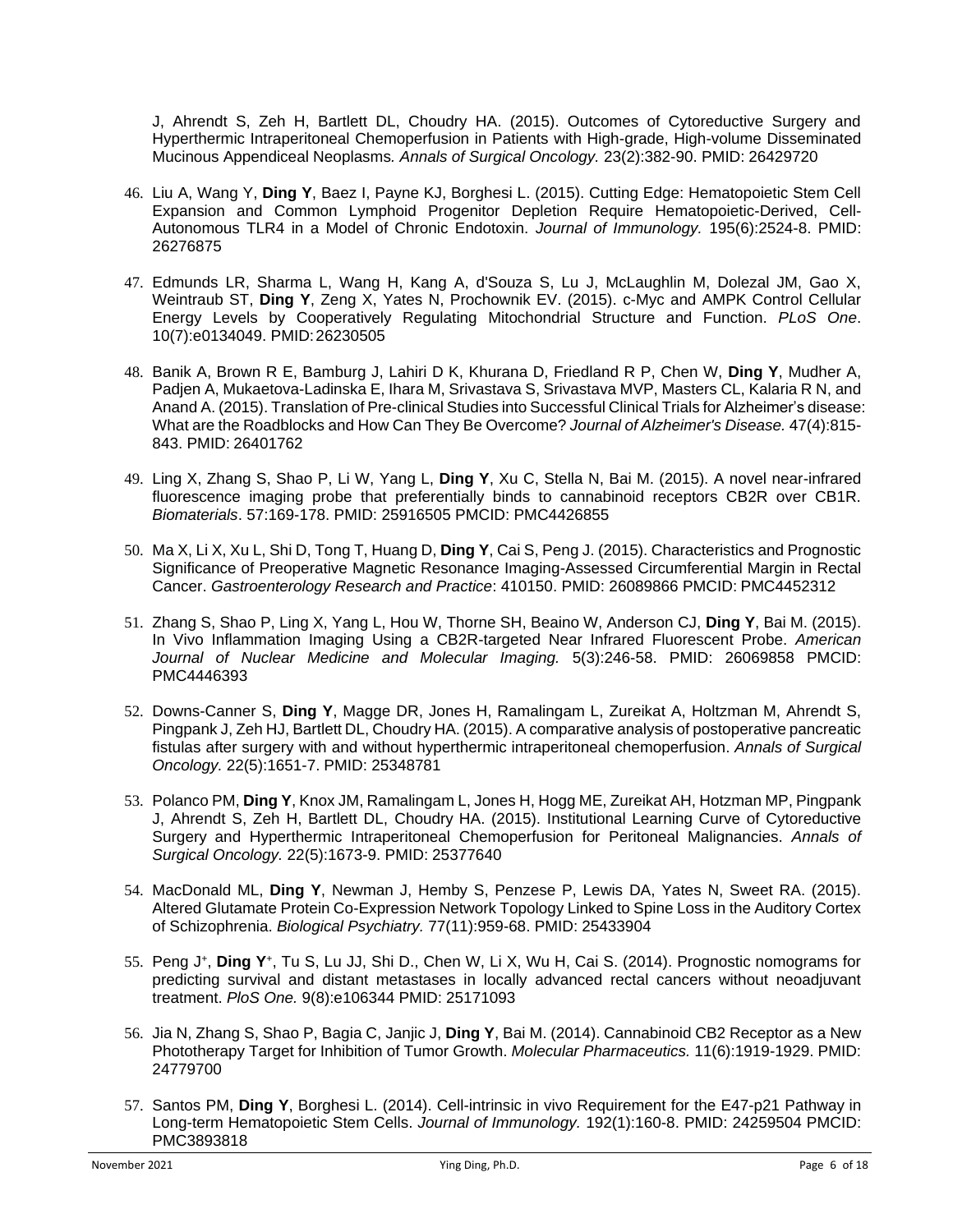J, Ahrendt S, Zeh H, Bartlett DL, Choudry HA. (2015). Outcomes of Cytoreductive Surgery and Hyperthermic Intraperitoneal Chemoperfusion in Patients with High-grade, High-volume Disseminated Mucinous Appendiceal Neoplasms. *Annals of Surgical Oncology.* 23(2):382-90. PMID: 26429720

46. Liu A, Wang Y, **Ding Y**, Baez I, Payne KJ, Borghesi L. (2015). Cutting Edge: Hematopoietic Stem Cell Expansion and Common Lymphoid Progenitor Depletion Require Hematopoietic-Derived, Cell-Autonomous TLR4 in a Model of Chronic Endotoxin. *Journal of Immunology.* 195(6):2524-8. PMID: 26276875

47. Edmunds LR, Sharma L, Wang H, Kang A, d'Souza S, Lu J, McLaughlin M, Dolezal JM, Gao X, Weintraub ST, **Ding Y**, Zeng X, Yates N, Prochownik EV. (2015). c-Myc and AMPK Control Cellular Energy Levels by Cooperatively Regulating Mitochondrial Structure and Function. *PLoS One*. 10(7):e0134049. PMID: 26230505

48. Banik A, Brown R E, Bamburg J, Lahiri D K, Khurana D, Friedland R P, Chen W, **Ding Y**, Mudher A, Padjen A, Mukaetova-Ladinska E, Ihara M, Srivastava S, Srivastava MVP, Masters CL, Kalaria R N, and Anand A. (2015). Translation of Pre-clinical Studies into Successful Clinical Trials for Alzheimer's disease: What are the Roadblocks and How Can They Be Overcome? *Journal of Alzheimer's Disease.* 47(4):815-843. PMID: 26401762

49. Ling X, Zhang S, Shao P, Li W, Yang L, **Ding Y**, Xu C, Stella N, Bai M. (2015). A novel near-infrared fluorescence imaging probe that preferentially binds to cannabinoid receptors CB2R over CB1R. *Biomaterials*. 57:169-178. PMID: 25916505 PMCID: PMC4426855

50. Ma X, Li X, Xu L, Shi D, Tong T, Huang D, **Ding Y**, Cai S, Peng J. (2015). Characteristics and Prognostic Significance of Preoperative Magnetic Resonance Imaging-Assessed Circumferential Margin in Rectal Cancer. *Gastroenterology Research and Practice*: 410150. PMID: 26089866 PMCID: PMC4452312

51. Zhang S, Shao P, Ling X, Yang L, Hou W, Thorne SH, Beaino W, Anderson CJ, **Ding Y**, Bai M. (2015). In Vivo Inflammation Imaging Using a CB2R-targeted Near Infrared Fluorescent Probe. *American Journal of Nuclear Medicine and Molecular Imaging.* 5(3):246-58. PMID: 26069858 PMCID: PMC4446393

52. Downs-Canner S, **Ding Y**, Magge DR, Jones H, Ramalingam L, Zureikat A, Holtzman M, Ahrendt S, Pingpank J, Zeh HJ, Bartlett DL, Choudry HA. (2015). A comparative analysis of postoperative pancreatic fistulas after surgery with and without hyperthermic intraperitoneal chemoperfusion. *Annals of Surgical Oncology.* 22(5):1651-7. PMID: 25348781

53. Polanco PM, **Ding Y**, Knox JM, Ramalingam L, Jones H, Hogg ME, Zureikat AH, Hotzman MP, Pingpank J, Ahrendt S, Zeh H, Bartlett DL, Choudry HA. (2015). Institutional Learning Curve of Cytoreductive Surgery and Hyperthermic Intraperitoneal Chemoperfusion for Peritoneal Malignancies. *Annals of Surgical Oncology.* 22(5):1673-9. PMID: 25377640

54. MacDonald ML, **Ding Y**, Newman J, Hemby S, Penzese P, Lewis DA, Yates N, Sweet RA. (2015). Altered Glutamate Protein Co-Expression Network Topology Linked to Spine Loss in the Auditory Cortex of Schizophrenia. *Biological Psychiatry.* 77(11):959-68. PMID: 25433904

55. Peng J[+], **Ding Y**[+], Tu S, Lu JJ, Shi D., Chen W, Li X, Wu H, Cai S. (2014). Prognostic nomograms for predicting survival and distant metastases in locally advanced rectal cancers without neoadjuvant treatment. *PloS One.* 9(8):e106344 PMID: 25171093

56. Jia N, Zhang S, Shao P, Bagia C, Janjic J, **Ding Y**, Bai M. (2014). Cannabinoid CB2 Receptor as a New Phototherapy Target for Inhibition of Tumor Growth. *Molecular Pharmaceutics.* 11(6):1919-1929. PMID: 24779700

57. Santos PM, **Ding Y**, Borghesi L. (2014). Cell-intrinsic in vivo Requirement for the E47-p21 Pathway in Long-term Hematopoietic Stem Cells. *Journal of Immunology.* 192(1):160-8. PMID: 24259504 PMCID: PMC3893818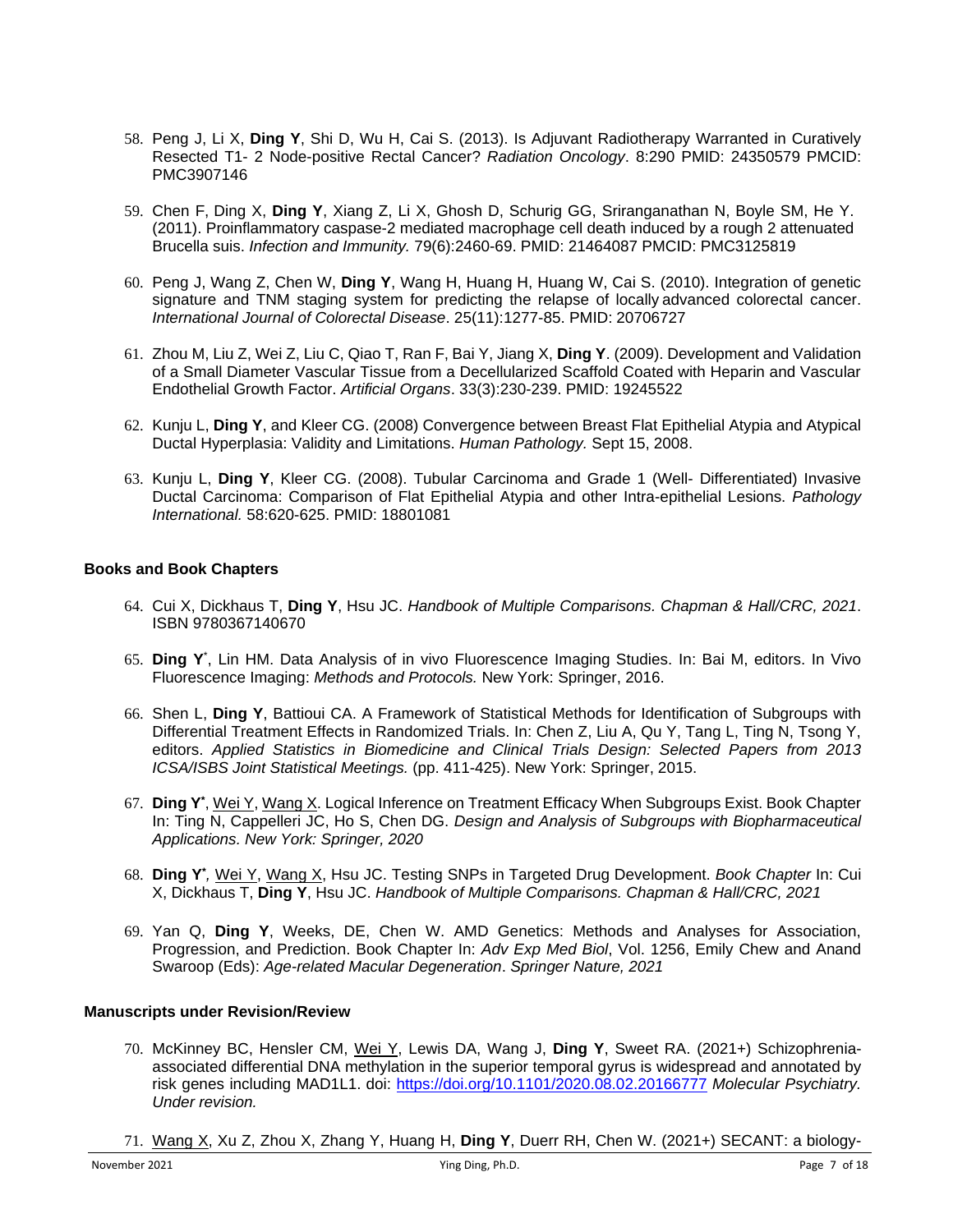58. Peng J, Li X, **Ding Y**, Shi D, Wu H, Cai S. (2013). Is Adjuvant Radiotherapy Warranted in Curatively Resected T1- 2 Node-positive Rectal Cancer? *Radiation Oncology*. 8:290 PMID: 24350579 PMCID: PMC3907146

59. Chen F, Ding X, **Ding Y**, Xiang Z, Li X, Ghosh D, Schurig GG, Sriranganathan N, Boyle SM, He Y. (2011). Proinflammatory caspase-2 mediated macrophage cell death induced by a rough 2 attenuated Brucella suis. *Infection and Immunity.* 79(6):2460-69. PMID: 21464087 PMCID: PMC3125819

60. Peng J, Wang Z, Chen W, **Ding Y**, Wang H, Huang H, Huang W, Cai S. (2010). Integration of genetic signature and TNM staging system for predicting the relapse of locally advanced colorectal cancer. *International Journal of Colorectal Disease*. 25(11):1277-85. PMID: 20706727

61. Zhou M, Liu Z, Wei Z, Liu C, Qiao T, Ran F, Bai Y, Jiang X, **Ding Y**. (2009). Development and Validation of a Small Diameter Vascular Tissue from a Decellularized Scaffold Coated with Heparin and Vascular Endothelial Growth Factor. *Artificial Organs*. 33(3):230-239. PMID: 19245522

62. Kunju L, **Ding Y**, and Kleer CG. (2008) Convergence between Breast Flat Epithelial Atypia and Atypical Ductal Hyperplasia: Validity and Limitations. *Human Pathology.* Sept 15, 2008.

63. Kunju L, **Ding Y**, Kleer CG. (2008). Tubular Carcinoma and Grade 1 (Well- Differentiated) Invasive Ductal Carcinoma: Comparison of Flat Epithelial Atypia and other Intra-epithelial Lesions. *Pathology International.* 58:620-625. PMID: 18801081

### Books and Book Chapters

64. Cui X, Dickhaus T, **Ding Y**, Hsu JC. *Handbook of Multiple Comparisons. Chapman & Hall/CRC, 2021*. ISBN 9780367140670

65. **Ding Y**[*], Lin HM. Data Analysis of in vivo Fluorescence Imaging Studies. In: Bai M, editors. In Vivo Fluorescence Imaging: *Methods and Protocols.* New York: Springer, 2016.

66. Shen L, **Ding Y**, Battioui CA. A Framework of Statistical Methods for Identification of Subgroups with Differential Treatment Effects in Randomized Trials. In: Chen Z, Liu A, Qu Y, Tang L, Ting N, Tsong Y, editors. *Applied Statistics in Biomedicine and Clinical Trials Design: Selected Papers from 2013 ICSA/ISBS Joint Statistical Meetings.* (pp. 411-425). New York: Springer, 2015.

67. **Ding Y**[*], Wei Y, Wang X. Logical Inference on Treatment Efficacy When Subgroups Exist. Book Chapter In: Ting N, Cappelleri JC, Ho S, Chen DG. *Design and Analysis of Subgroups with Biopharmaceutical Applications. New York: Springer, 2020*

68. **Ding Y**[*], Wei Y, Wang X, Hsu JC. Testing SNPs in Targeted Drug Development. *Book Chapter* In: Cui X, Dickhaus T, **Ding Y**, Hsu JC. *Handbook of Multiple Comparisons. Chapman & Hall/CRC, 2021*

69. Yan Q, **Ding Y**, Weeks, DE, Chen W. AMD Genetics: Methods and Analyses for Association, Progression, and Prediction. Book Chapter In: *Adv Exp Med Biol*, Vol. 1256, Emily Chew and Anand Swaroop (Eds): *Age-related Macular Degeneration*. *Springer Nature, 2021*

### Manuscripts under Revision/Review

70. McKinney BC, Hensler CM, Wei Y, Lewis DA, Wang J, **Ding Y**, Sweet RA. (2021+) Schizophrenia-associated differential DNA methylation in the superior temporal gyrus is widespread and annotated by risk genes including MAD1L1. doi: https://doi.org/10.1101/2020.08.02.20166777 *Molecular Psychiatry. Under revision.*

71. Wang X, Xu Z, Zhou X, Zhang Y, Huang H, **Ding Y**, Duerr RH, Chen W. (2021+) SECANT: a biology-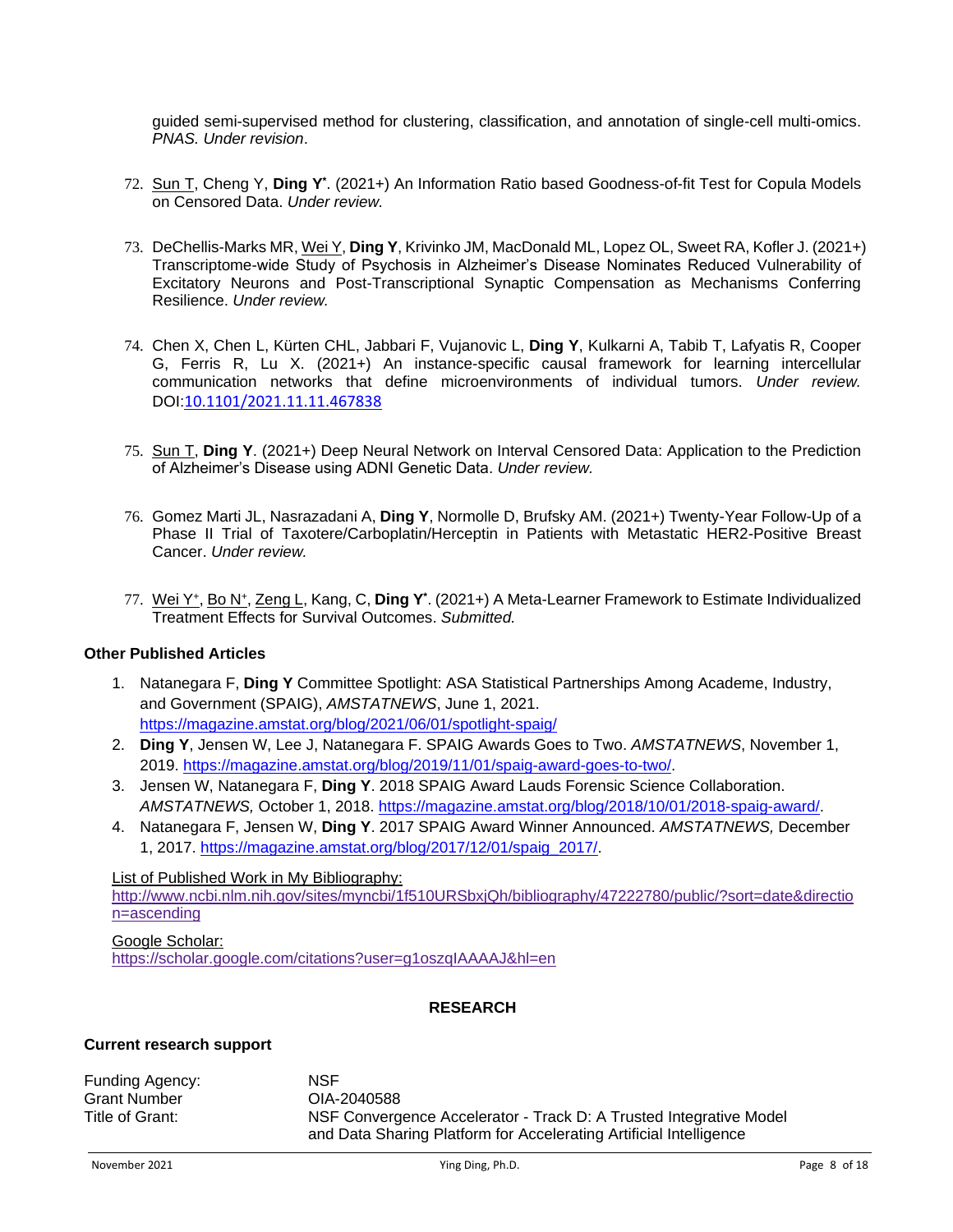guided semi-supervised method for clustering, classification, and annotation of single-cell multi-omics. *PNAS. Under revision*.

72. Sun T, Cheng Y, **Ding Y***. (2021+) An Information Ratio based Goodness-of-fit Test for Copula Models on Censored Data. *Under review.*

73. DeChellis-Marks MR, Wei Y, **Ding Y**, Krivinko JM, MacDonald ML, Lopez OL, Sweet RA, Kofler J. (2021+) Transcriptome-wide Study of Psychosis in Alzheimer's Disease Nominates Reduced Vulnerability of Excitatory Neurons and Post-Transcriptional Synaptic Compensation as Mechanisms Conferring Resilience. *Under review.*

74. Chen X, Chen L, Kürten CHL, Jabbari F, Vujanovic L, **Ding Y**, Kulkarni A, Tabib T, Lafyatis R, Cooper G, Ferris R, Lu X. (2021+) An instance-specific causal framework for learning intercellular communication networks that define microenvironments of individual tumors. *Under review.* DOI:10.1101/2021.11.11.467838

75. Sun T, **Ding Y**. (2021+) Deep Neural Network on Interval Censored Data: Application to the Prediction of Alzheimer's Disease using ADNI Genetic Data. *Under review.*

76. Gomez Marti JL, Nasrazadani A, **Ding Y**, Normolle D, Brufsky AM. (2021+) Twenty-Year Follow-Up of a Phase II Trial of Taxotere/Carboplatin/Herceptin in Patients with Metastatic HER2-Positive Breast Cancer. *Under review.*

77. Wei Y+, Bo N+, Zeng L, Kang, C, **Ding Y***. (2021+) A Meta-Learner Framework to Estimate Individualized Treatment Effects for Survival Outcomes. *Submitted.*

### Other Published Articles

1. Natanegara F, **Ding Y** Committee Spotlight: ASA Statistical Partnerships Among Academe, Industry, and Government (SPAIG), *AMSTATNEWS*, June 1, 2021. https://magazine.amstat.org/blog/2021/06/01/spotlight-spaig/
2. **Ding Y**, Jensen W, Lee J, Natanegara F. SPAIG Awards Goes to Two. *AMSTATNEWS*, November 1, 2019. https://magazine.amstat.org/blog/2019/11/01/spaig-award-goes-to-two/.
3. Jensen W, Natanegara F, **Ding Y**. 2018 SPAIG Award Lauds Forensic Science Collaboration. *AMSTATNEWS,* October 1, 2018. https://magazine.amstat.org/blog/2018/10/01/2018-spaig-award/.
4. Natanegara F, Jensen W, **Ding Y**. 2017 SPAIG Award Winner Announced. *AMSTATNEWS,* December 1, 2017. https://magazine.amstat.org/blog/2017/12/01/spaig_2017/.

List of Published Work in My Bibliography:
http://www.ncbi.nlm.nih.gov/sites/myncbi/1f510URSbxjQh/bibliography/47222780/public/?sort=date&direction=ascending

Google Scholar:
https://scholar.google.com/citations?user=g1oszqIAAAAJ&hl=en

## RESEARCH

### Current research support

| | |
|---|---|
| Funding Agency: | NSF |
| Grant Number | OIA-2040588 |
| Title of Grant: | NSF Convergence Accelerator - Track D: A Trusted Integrative Model and Data Sharing Platform for Accelerating Artificial Intelligence |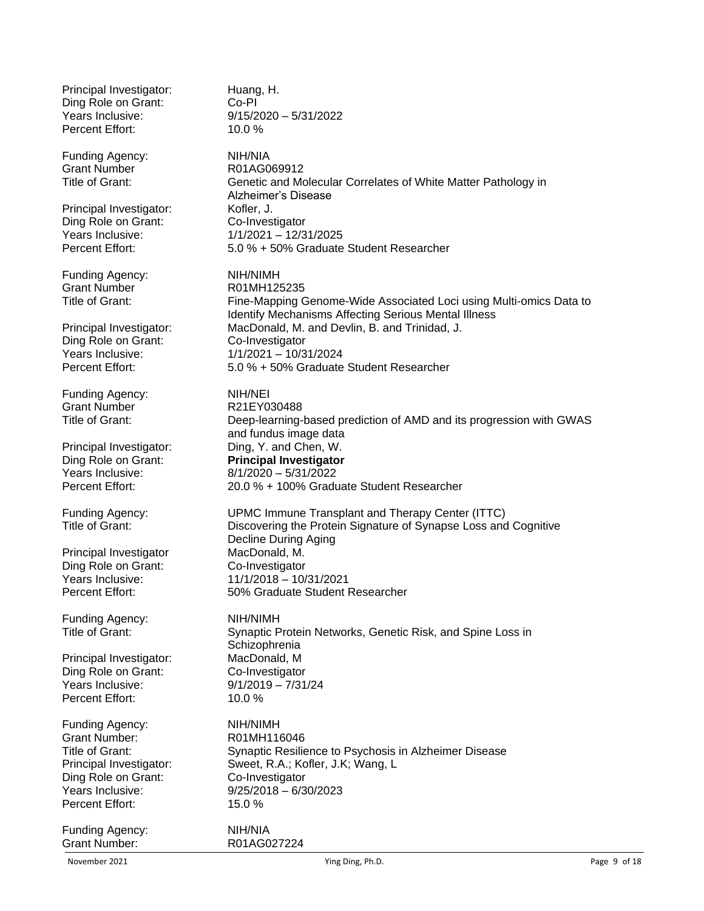Principal Investigator: Huang, H.
Ding Role on Grant: Co-PI
Years Inclusive: 9/15/2020 – 5/31/2022
Percent Effort: 10.0 %

Funding Agency: NIH/NIA
Grant Number R01AG069912
Title of Grant: Genetic and Molecular Correlates of White Matter Pathology in Alzheimer's Disease
Principal Investigator: Kofler, J.
Ding Role on Grant: Co-Investigator
Years Inclusive: 1/1/2021 – 12/31/2025
Percent Effort: 5.0 % + 50% Graduate Student Researcher

Funding Agency: NIH/NIMH
Grant Number R01MH125235
Title of Grant: Fine-Mapping Genome-Wide Associated Loci using Multi-omics Data to Identify Mechanisms Affecting Serious Mental Illness
Principal Investigator: MacDonald, M. and Devlin, B. and Trinidad, J.
Ding Role on Grant: Co-Investigator
Years Inclusive: 1/1/2021 – 10/31/2024
Percent Effort: 5.0 % + 50% Graduate Student Researcher

Funding Agency: NIH/NEI
Grant Number R21EY030488
Title of Grant: Deep-learning-based prediction of AMD and its progression with GWAS and fundus image data
Principal Investigator: Ding, Y. and Chen, W.
Ding Role on Grant: **Principal Investigator**
Years Inclusive: 8/1/2020 – 5/31/2022
Percent Effort: 20.0 % + 100% Graduate Student Researcher

Funding Agency: UPMC Immune Transplant and Therapy Center (ITTC)
Title of Grant: Discovering the Protein Signature of Synapse Loss and Cognitive Decline During Aging
Principal Investigator MacDonald, M.
Ding Role on Grant: Co-Investigator
Years Inclusive: 11/1/2018 – 10/31/2021
Percent Effort: 50% Graduate Student Researcher

Funding Agency: NIH/NIMH
Title of Grant: Synaptic Protein Networks, Genetic Risk, and Spine Loss in Schizophrenia
Principal Investigator: MacDonald, M
Ding Role on Grant: Co-Investigator
Years Inclusive: 9/1/2019 – 7/31/24
Percent Effort: 10.0 %

Funding Agency: NIH/NIMH
Grant Number: R01MH116046
Title of Grant: Synaptic Resilience to Psychosis in Alzheimer Disease
Principal Investigator: Sweet, R.A.; Kofler, J.K; Wang, L
Ding Role on Grant: Co-Investigator
Years Inclusive: 9/25/2018 – 6/30/2023
Percent Effort: 15.0 %

Funding Agency: NIH/NIA
Grant Number: R01AG027224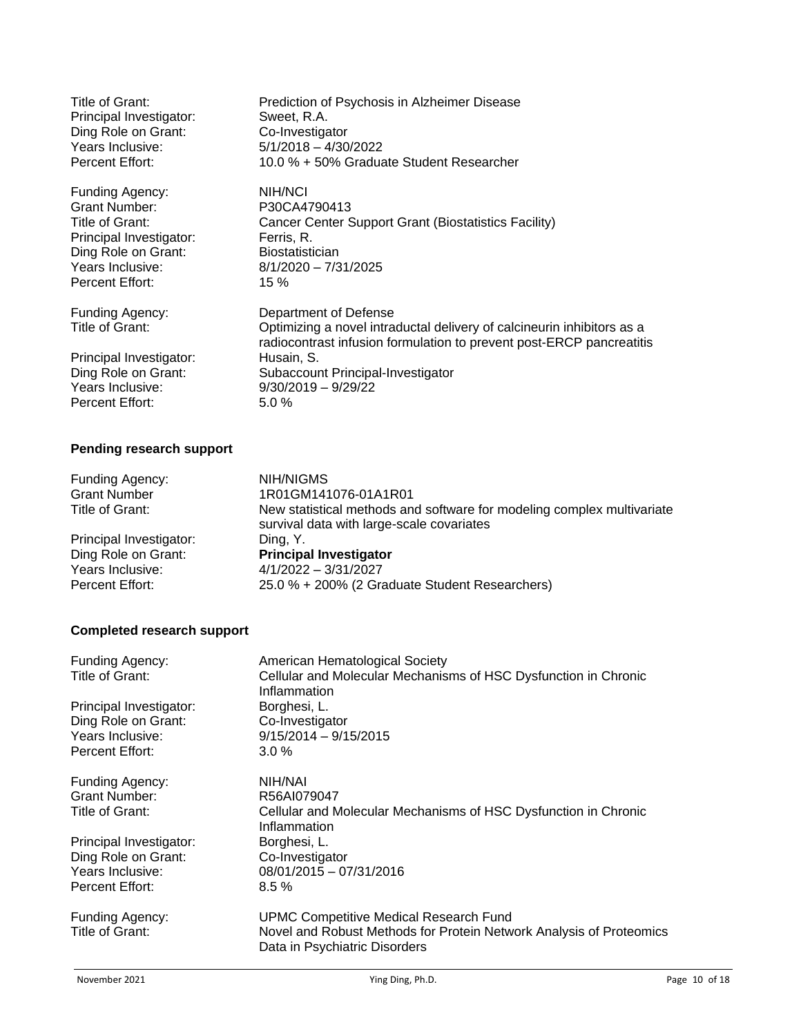Title of Grant: Prediction of Psychosis in Alzheimer Disease
Principal Investigator: Sweet, R.A.
Ding Role on Grant: Co-Investigator
Years Inclusive: 5/1/2018 – 4/30/2022
Percent Effort: 10.0 % + 50% Graduate Student Researcher

Funding Agency: NIH/NCI
Grant Number: P30CA4790413
Title of Grant: Cancer Center Support Grant (Biostatistics Facility)
Principal Investigator: Ferris, R.
Ding Role on Grant: Biostatistician
Years Inclusive: 8/1/2020 – 7/31/2025
Percent Effort: 15 %

Funding Agency: Department of Defense
Title of Grant: Optimizing a novel intraductal delivery of calcineurin inhibitors as a radiocontrast infusion formulation to prevent post-ERCP pancreatitis
Principal Investigator: Husain, S.
Ding Role on Grant: Subaccount Principal-Investigator
Years Inclusive: 9/30/2019 – 9/29/22
Percent Effort: 5.0 %

**Pending research support**

Funding Agency: NIH/NIGMS
Grant Number 1R01GM141076-01A1R01
Title of Grant: New statistical methods and software for modeling complex multivariate survival data with large-scale covariates
Principal Investigator: Ding, Y.
Ding Role on Grant: **Principal Investigator**
Years Inclusive: 4/1/2022 – 3/31/2027
Percent Effort: 25.0 % + 200% (2 Graduate Student Researchers)

**Completed research support**

Funding Agency: American Hematological Society
Title of Grant: Cellular and Molecular Mechanisms of HSC Dysfunction in Chronic Inflammation
Principal Investigator: Borghesi, L.
Ding Role on Grant: Co-Investigator
Years Inclusive: 9/15/2014 – 9/15/2015
Percent Effort: 3.0 %

Funding Agency: NIH/NAI
Grant Number: R56AI079047
Title of Grant: Cellular and Molecular Mechanisms of HSC Dysfunction in Chronic Inflammation
Principal Investigator: Borghesi, L.
Ding Role on Grant: Co-Investigator
Years Inclusive: 08/01/2015 – 07/31/2016
Percent Effort: 8.5 %

Funding Agency: UPMC Competitive Medical Research Fund
Title of Grant: Novel and Robust Methods for Protein Network Analysis of Proteomics Data in Psychiatric Disorders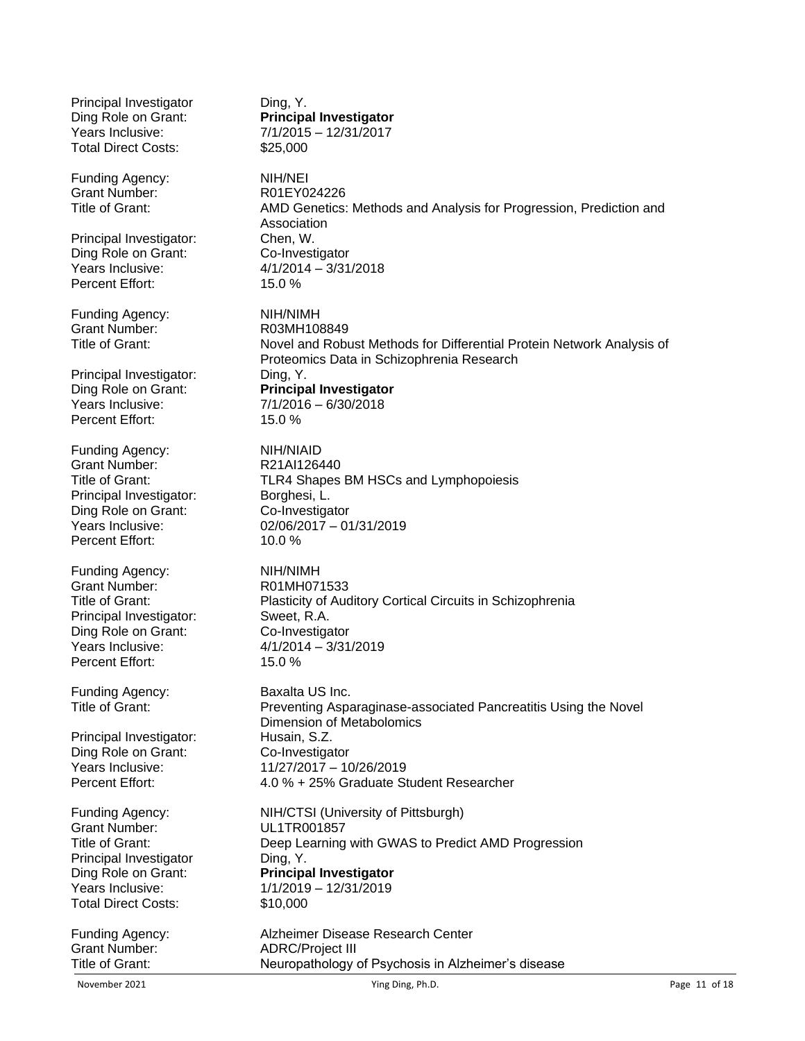Principal Investigator: Ding, Y.
Ding Role on Grant: **Principal Investigator**
Years Inclusive: 7/1/2015 – 12/31/2017
Total Direct Costs: $25,000

Funding Agency: NIH/NEI
Grant Number: R01EY024226
Title of Grant: AMD Genetics: Methods and Analysis for Progression, Prediction and Association
Principal Investigator: Chen, W.
Ding Role on Grant: Co-Investigator
Years Inclusive: 4/1/2014 – 3/31/2018
Percent Effort: 15.0 %

Funding Agency: NIH/NIMH
Grant Number: R03MH108849
Title of Grant: Novel and Robust Methods for Differential Protein Network Analysis of Proteomics Data in Schizophrenia Research
Principal Investigator: Ding, Y.
Ding Role on Grant: **Principal Investigator**
Years Inclusive: 7/1/2016 – 6/30/2018
Percent Effort: 15.0 %

Funding Agency: NIH/NIAID
Grant Number: R21AI126440
Title of Grant: TLR4 Shapes BM HSCs and Lymphopoiesis
Principal Investigator: Borghesi, L.
Ding Role on Grant: Co-Investigator
Years Inclusive: 02/06/2017 – 01/31/2019
Percent Effort: 10.0 %

Funding Agency: NIH/NIMH
Grant Number: R01MH071533
Title of Grant: Plasticity of Auditory Cortical Circuits in Schizophrenia
Principal Investigator: Sweet, R.A.
Ding Role on Grant: Co-Investigator
Years Inclusive: 4/1/2014 – 3/31/2019
Percent Effort: 15.0 %

Funding Agency: Baxalta US Inc.
Title of Grant: Preventing Asparaginase-associated Pancreatitis Using the Novel Dimension of Metabolomics
Principal Investigator: Husain, S.Z.
Ding Role on Grant: Co-Investigator
Years Inclusive: 11/27/2017 – 10/26/2019
Percent Effort: 4.0 % + 25% Graduate Student Researcher

Funding Agency: NIH/CTSI (University of Pittsburgh)
Grant Number: UL1TR001857
Title of Grant: Deep Learning with GWAS to Predict AMD Progression
Principal Investigator: Ding, Y.
Ding Role on Grant: **Principal Investigator**
Years Inclusive: 1/1/2019 – 12/31/2019
Total Direct Costs: $10,000

Funding Agency: Alzheimer Disease Research Center
Grant Number: ADRC/Project III
Title of Grant: Neuropathology of Psychosis in Alzheimer's disease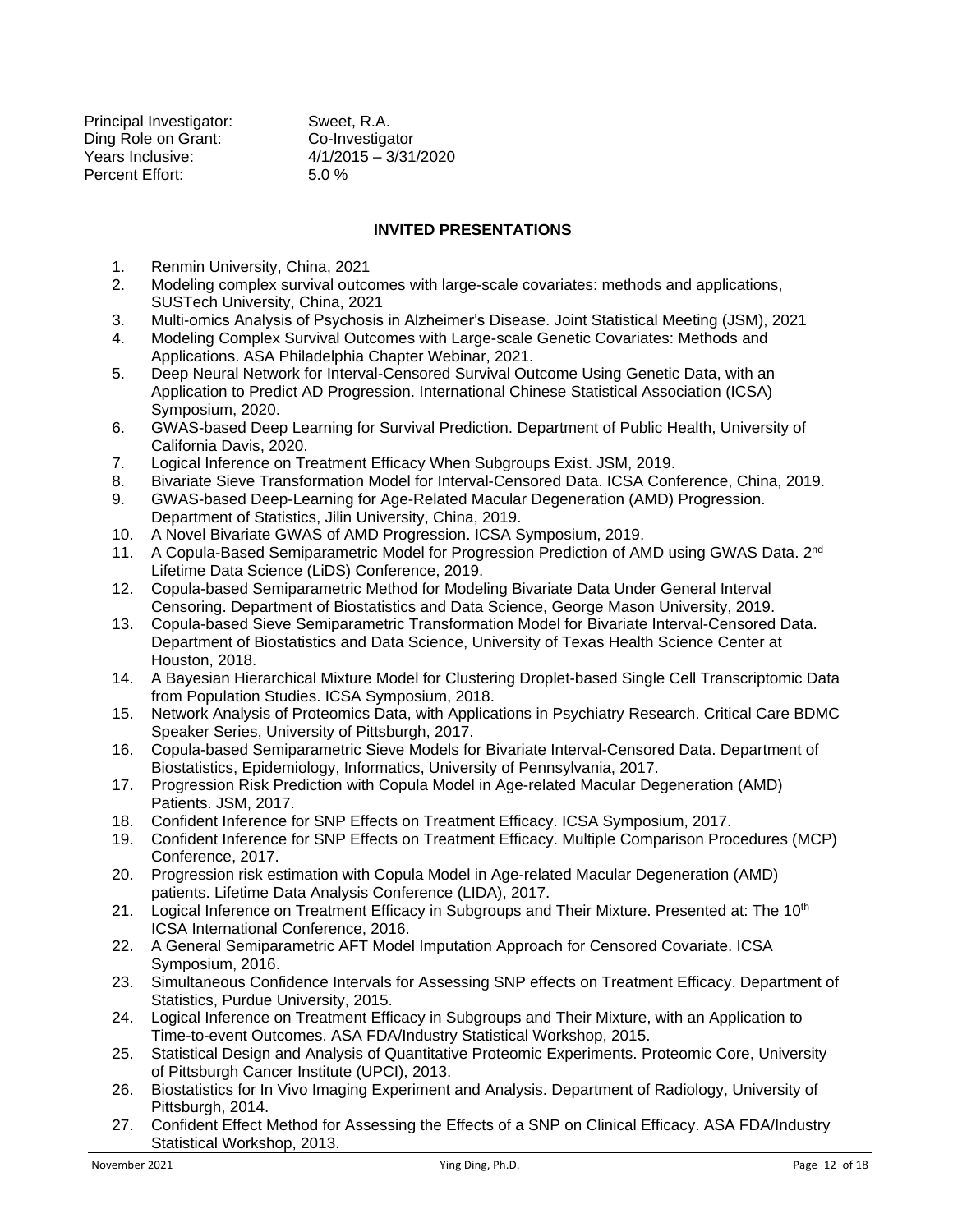Principal Investigator: Sweet, R.A.
Ding Role on Grant: Co-Investigator
Years Inclusive: 4/1/2015 – 3/31/2020
Percent Effort: 5.0 %

**INVITED PRESENTATIONS**

1. Renmin University, China, 2021
2. Modeling complex survival outcomes with large-scale covariates: methods and applications, SUSTech University, China, 2021
3. Multi-omics Analysis of Psychosis in Alzheimer's Disease. Joint Statistical Meeting (JSM), 2021
4. Modeling Complex Survival Outcomes with Large-scale Genetic Covariates: Methods and Applications. ASA Philadelphia Chapter Webinar, 2021.
5. Deep Neural Network for Interval-Censored Survival Outcome Using Genetic Data, with an Application to Predict AD Progression. International Chinese Statistical Association (ICSA) Symposium, 2020.
6. GWAS-based Deep Learning for Survival Prediction. Department of Public Health, University of California Davis, 2020.
7. Logical Inference on Treatment Efficacy When Subgroups Exist. JSM, 2019.
8. Bivariate Sieve Transformation Model for Interval-Censored Data. ICSA Conference, China, 2019.
9. GWAS-based Deep-Learning for Age-Related Macular Degeneration (AMD) Progression. Department of Statistics, Jilin University, China, 2019.
10. A Novel Bivariate GWAS of AMD Progression. ICSA Symposium, 2019.
11. A Copula-Based Semiparametric Model for Progression Prediction of AMD using GWAS Data. 2nd Lifetime Data Science (LiDS) Conference, 2019.
12. Copula-based Semiparametric Method for Modeling Bivariate Data Under General Interval Censoring. Department of Biostatistics and Data Science, George Mason University, 2019.
13. Copula-based Sieve Semiparametric Transformation Model for Bivariate Interval-Censored Data. Department of Biostatistics and Data Science, University of Texas Health Science Center at Houston, 2018.
14. A Bayesian Hierarchical Mixture Model for Clustering Droplet-based Single Cell Transcriptomic Data from Population Studies. ICSA Symposium, 2018.
15. Network Analysis of Proteomics Data, with Applications in Psychiatry Research. Critical Care BDMC Speaker Series, University of Pittsburgh, 2017.
16. Copula-based Semiparametric Sieve Models for Bivariate Interval-Censored Data. Department of Biostatistics, Epidemiology, Informatics, University of Pennsylvania, 2017.
17. Progression Risk Prediction with Copula Model in Age-related Macular Degeneration (AMD) Patients. JSM, 2017.
18. Confident Inference for SNP Effects on Treatment Efficacy. ICSA Symposium, 2017.
19. Confident Inference for SNP Effects on Treatment Efficacy. Multiple Comparison Procedures (MCP) Conference, 2017.
20. Progression risk estimation with Copula Model in Age-related Macular Degeneration (AMD) patients. Lifetime Data Analysis Conference (LIDA), 2017.
21. Logical Inference on Treatment Efficacy in Subgroups and Their Mixture. Presented at: The 10th ICSA International Conference, 2016.
22. A General Semiparametric AFT Model Imputation Approach for Censored Covariate. ICSA Symposium, 2016.
23. Simultaneous Confidence Intervals for Assessing SNP effects on Treatment Efficacy. Department of Statistics, Purdue University, 2015.
24. Logical Inference on Treatment Efficacy in Subgroups and Their Mixture, with an Application to Time-to-event Outcomes. ASA FDA/Industry Statistical Workshop, 2015.
25. Statistical Design and Analysis of Quantitative Proteomic Experiments. Proteomic Core, University of Pittsburgh Cancer Institute (UPCI), 2013.
26. Biostatistics for In Vivo Imaging Experiment and Analysis. Department of Radiology, University of Pittsburgh, 2014.
27. Confident Effect Method for Assessing the Effects of a SNP on Clinical Efficacy. ASA FDA/Industry Statistical Workshop, 2013.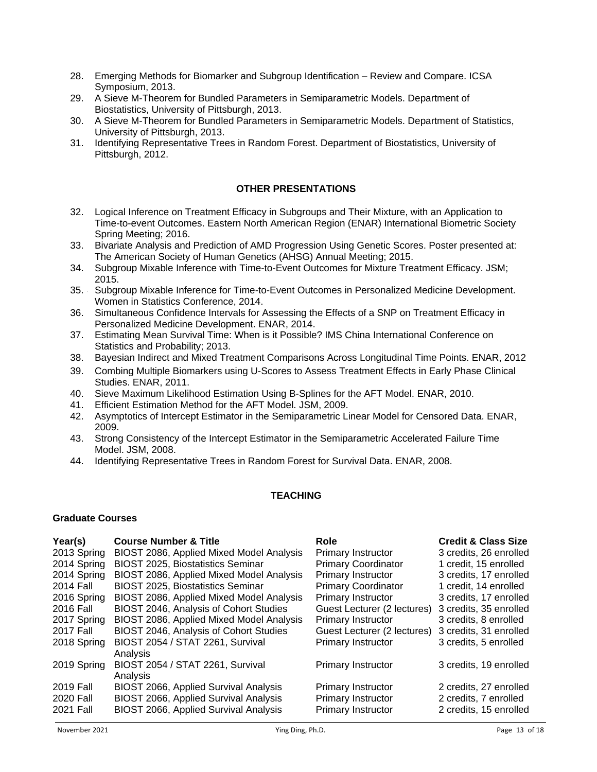28. Emerging Methods for Biomarker and Subgroup Identification – Review and Compare. ICSA Symposium, 2013.
29. A Sieve M-Theorem for Bundled Parameters in Semiparametric Models. Department of Biostatistics, University of Pittsburgh, 2013.
30. A Sieve M-Theorem for Bundled Parameters in Semiparametric Models. Department of Statistics, University of Pittsburgh, 2013.
31. Identifying Representative Trees in Random Forest. Department of Biostatistics, University of Pittsburgh, 2012.

## OTHER PRESENTATIONS

32. Logical Inference on Treatment Efficacy in Subgroups and Their Mixture, with an Application to Time-to-event Outcomes. Eastern North American Region (ENAR) International Biometric Society Spring Meeting; 2016.
33. Bivariate Analysis and Prediction of AMD Progression Using Genetic Scores. Poster presented at: The American Society of Human Genetics (AHSG) Annual Meeting; 2015.
34. Subgroup Mixable Inference with Time-to-Event Outcomes for Mixture Treatment Efficacy. JSM; 2015.
35. Subgroup Mixable Inference for Time-to-Event Outcomes in Personalized Medicine Development. Women in Statistics Conference, 2014.
36. Simultaneous Confidence Intervals for Assessing the Effects of a SNP on Treatment Efficacy in Personalized Medicine Development. ENAR, 2014.
37. Estimating Mean Survival Time: When is it Possible? IMS China International Conference on Statistics and Probability; 2013.
38. Bayesian Indirect and Mixed Treatment Comparisons Across Longitudinal Time Points. ENAR, 2012
39. Combing Multiple Biomarkers using U-Scores to Assess Treatment Effects in Early Phase Clinical Studies. ENAR, 2011.
40. Sieve Maximum Likelihood Estimation Using B-Splines for the AFT Model. ENAR, 2010.
41. Efficient Estimation Method for the AFT Model. JSM, 2009.
42. Asymptotics of Intercept Estimator in the Semiparametric Linear Model for Censored Data. ENAR, 2009.
43. Strong Consistency of the Intercept Estimator in the Semiparametric Accelerated Failure Time Model. JSM, 2008.
44. Identifying Representative Trees in Random Forest for Survival Data. ENAR, 2008.

## TEACHING

### Graduate Courses

| Year(s) | Course Number & Title | Role | Credit & Class Size |
|---|---|---|---|
| 2013 Spring | BIOST 2086, Applied Mixed Model Analysis | Primary Instructor | 3 credits, 26 enrolled |
| 2014 Spring | BIOST 2025, Biostatistics Seminar | Primary Coordinator | 1 credit, 15 enrolled |
| 2014 Spring | BIOST 2086, Applied Mixed Model Analysis | Primary Instructor | 3 credits, 17 enrolled |
| 2014 Fall | BIOST 2025, Biostatistics Seminar | Primary Coordinator | 1 credit, 14 enrolled |
| 2016 Spring | BIOST 2086, Applied Mixed Model Analysis | Primary Instructor | 3 credits, 17 enrolled |
| 2016 Fall | BIOST 2046, Analysis of Cohort Studies | Guest Lecturer (2 lectures) | 3 credits, 35 enrolled |
| 2017 Spring | BIOST 2086, Applied Mixed Model Analysis | Primary Instructor | 3 credits, 8 enrolled |
| 2017 Fall | BIOST 2046, Analysis of Cohort Studies | Guest Lecturer (2 lectures) | 3 credits, 31 enrolled |
| 2018 Spring | BIOST 2054 / STAT 2261, Survival Analysis | Primary Instructor | 3 credits, 5 enrolled |
| 2019 Spring | BIOST 2054 / STAT 2261, Survival Analysis | Primary Instructor | 3 credits, 19 enrolled |
| 2019 Fall | BIOST 2066, Applied Survival Analysis | Primary Instructor | 2 credits, 27 enrolled |
| 2020 Fall | BIOST 2066, Applied Survival Analysis | Primary Instructor | 2 credits, 7 enrolled |
| 2021 Fall | BIOST 2066, Applied Survival Analysis | Primary Instructor | 2 credits, 15 enrolled |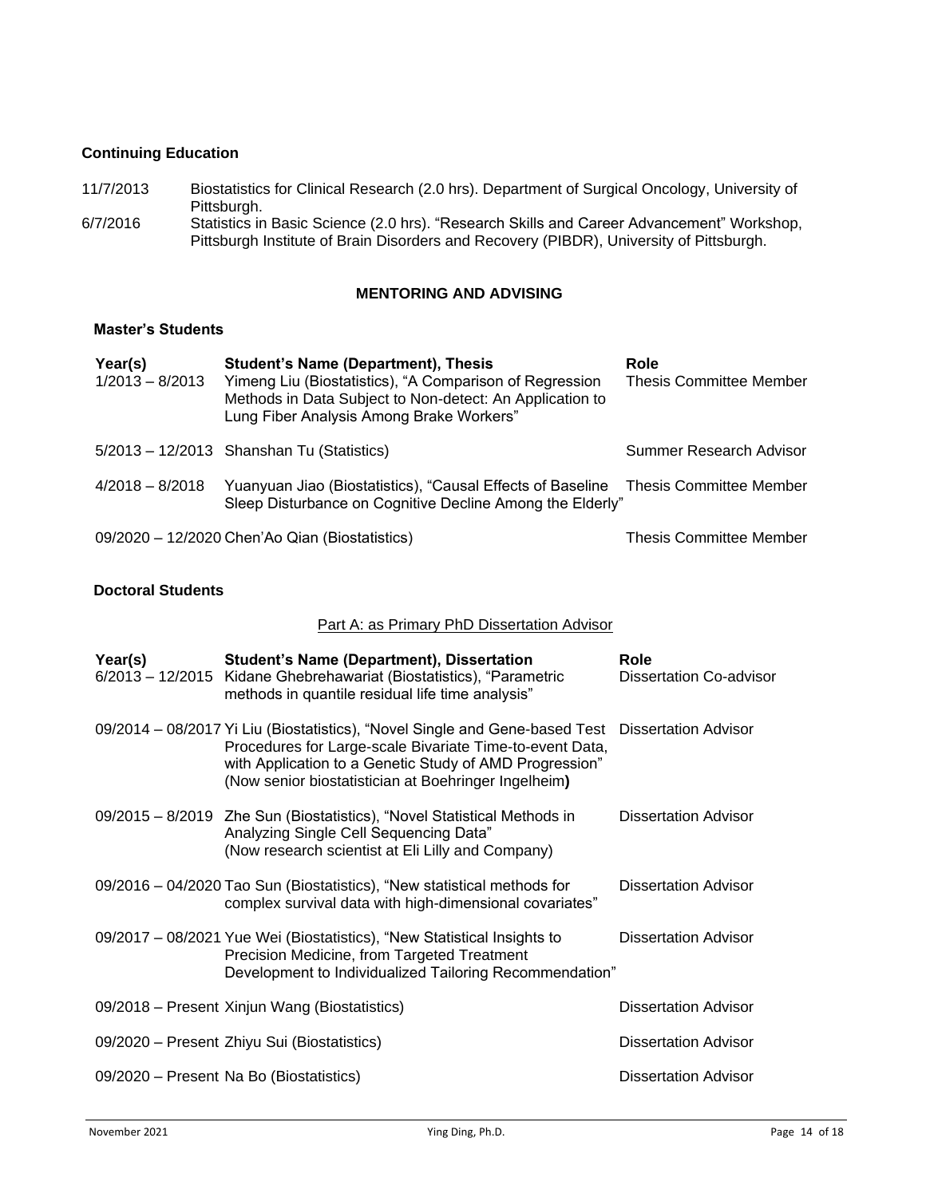### Continuing Education

| | |
|---|---|
| 11/7/2013 | Biostatistics for Clinical Research (2.0 hrs). Department of Surgical Oncology, University of Pittsburgh. |
| 6/7/2016 | Statistics in Basic Science (2.0 hrs). "Research Skills and Career Advancement" Workshop, Pittsburgh Institute of Brain Disorders and Recovery (PIBDR), University of Pittsburgh. |

## MENTORING AND ADVISING

### Master's Students

| Year(s) | Student's Name (Department), Thesis | Role |
|---|---|---|
| 1/2013 – 8/2013 | Yimeng Liu (Biostatistics), "A Comparison of Regression Methods in Data Subject to Non-detect: An Application to Lung Fiber Analysis Among Brake Workers" | Thesis Committee Member |
| 5/2013 – 12/2013 | Shanshan Tu (Statistics) | Summer Research Advisor |
| 4/2018 – 8/2018 | Yuanyuan Jiao (Biostatistics), "Causal Effects of Baseline Sleep Disturbance on Cognitive Decline Among the Elderly" | Thesis Committee Member |
| 09/2020 – 12/2020 | Chen'Ao Qian (Biostatistics) | Thesis Committee Member |

### Doctoral Students

<u>Part A: as Primary PhD Dissertation Advisor</u>

| Year(s) | Student's Name (Department), Dissertation | Role |
|---|---|---|
| 6/2013 – 12/2015 | Kidane Ghebrehawariat (Biostatistics), "Parametric methods in quantile residual life time analysis" | Dissertation Co-advisor |
| 09/2014 – 08/2017 | Yi Liu (Biostatistics), "Novel Single and Gene-based Test Procedures for Large-scale Bivariate Time-to-event Data, with Application to a Genetic Study of AMD Progression" (Now senior biostatistician at Boehringer Ingelheim**)** | Dissertation Advisor |
| 09/2015 – 8/2019 | Zhe Sun (Biostatistics), "Novel Statistical Methods in Analyzing Single Cell Sequencing Data" (Now research scientist at Eli Lilly and Company) | Dissertation Advisor |
| 09/2016 – 04/2020 | Tao Sun (Biostatistics), "New statistical methods for complex survival data with high-dimensional covariates" | Dissertation Advisor |
| 09/2017 – 08/2021 | Yue Wei (Biostatistics), "New Statistical Insights to Precision Medicine, from Targeted Treatment Development to Individualized Tailoring Recommendation" | Dissertation Advisor |
| 09/2018 – Present | Xinjun Wang (Biostatistics) | Dissertation Advisor |
| 09/2020 – Present | Zhiyu Sui (Biostatistics) | Dissertation Advisor |
| 09/2020 – Present | Na Bo (Biostatistics) | Dissertation Advisor |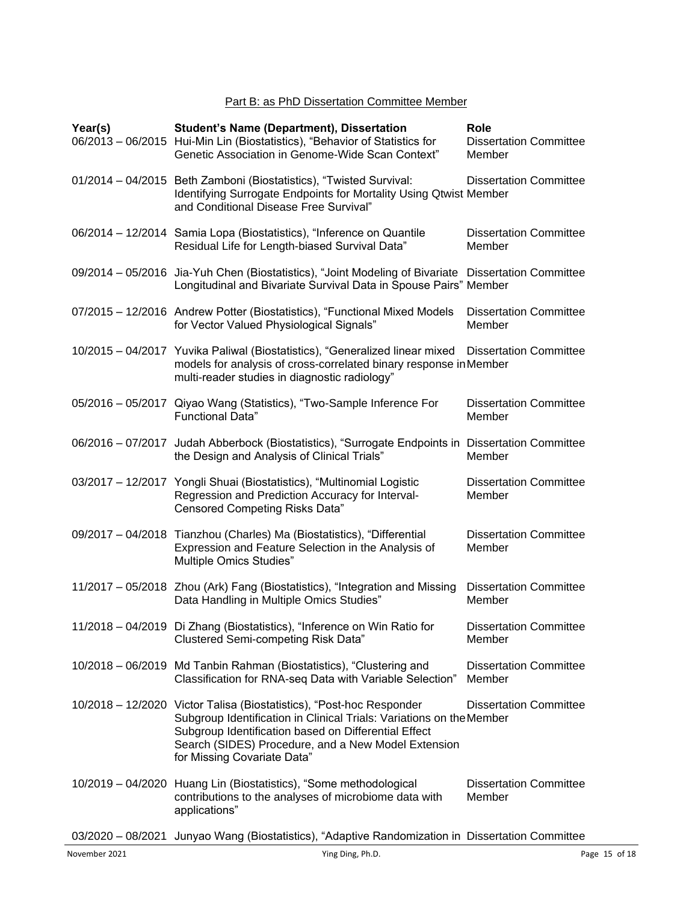Part B: as PhD Dissertation Committee Member

| Year(s) | Student's Name (Department), Dissertation | Role |
|---|---|---|
| 06/2013 – 06/2015 | Hui-Min Lin (Biostatistics), "Behavior of Statistics for Genetic Association in Genome-Wide Scan Context" | Dissertation Committee Member |
| 01/2014 – 04/2015 | Beth Zamboni (Biostatistics), "Twisted Survival: Identifying Surrogate Endpoints for Mortality Using Qtwist and Conditional Disease Free Survival" | Dissertation Committee Member |
| 06/2014 – 12/2014 | Samia Lopa (Biostatistics), "Inference on Quantile Residual Life for Length-biased Survival Data" | Dissertation Committee Member |
| 09/2014 – 05/2016 | Jia-Yuh Chen (Biostatistics), "Joint Modeling of Bivariate Longitudinal and Bivariate Survival Data in Spouse Pairs" | Dissertation Committee Member |
| 07/2015 – 12/2016 | Andrew Potter (Biostatistics), "Functional Mixed Models for Vector Valued Physiological Signals" | Dissertation Committee Member |
| 10/2015 – 04/2017 | Yuvika Paliwal (Biostatistics), "Generalized linear mixed models for analysis of cross-correlated binary response in multi-reader studies in diagnostic radiology" | Dissertation Committee Member |
| 05/2016 – 05/2017 | Qiyao Wang (Statistics), "Two-Sample Inference For Functional Data" | Dissertation Committee Member |
| 06/2016 – 07/2017 | Judah Abberbock (Biostatistics), "Surrogate Endpoints in the Design and Analysis of Clinical Trials" | Dissertation Committee Member |
| 03/2017 – 12/2017 | Yongli Shuai (Biostatistics), "Multinomial Logistic Regression and Prediction Accuracy for Interval-Censored Competing Risks Data" | Dissertation Committee Member |
| 09/2017 – 04/2018 | Tianzhou (Charles) Ma (Biostatistics), "Differential Expression and Feature Selection in the Analysis of Multiple Omics Studies" | Dissertation Committee Member |
| 11/2017 – 05/2018 | Zhou (Ark) Fang (Biostatistics), "Integration and Missing Data Handling in Multiple Omics Studies" | Dissertation Committee Member |
| 11/2018 – 04/2019 | Di Zhang (Biostatistics), "Inference on Win Ratio for Clustered Semi-competing Risk Data" | Dissertation Committee Member |
| 10/2018 – 06/2019 | Md Tanbin Rahman (Biostatistics), "Clustering and Classification for RNA-seq Data with Variable Selection" | Dissertation Committee Member |
| 10/2018 – 12/2020 | Victor Talisa (Biostatistics), "Post-hoc Responder Subgroup Identification in Clinical Trials: Variations on the Subgroup Identification based on Differential Effect Search (SIDES) Procedure, and a New Model Extension for Missing Covariate Data" | Dissertation Committee Member |
| 10/2019 – 04/2020 | Huang Lin (Biostatistics), "Some methodological contributions to the analyses of microbiome data with applications" | Dissertation Committee Member |
| 03/2020 – 08/2021 | Junyao Wang (Biostatistics), "Adaptive Randomization in | Dissertation Committee |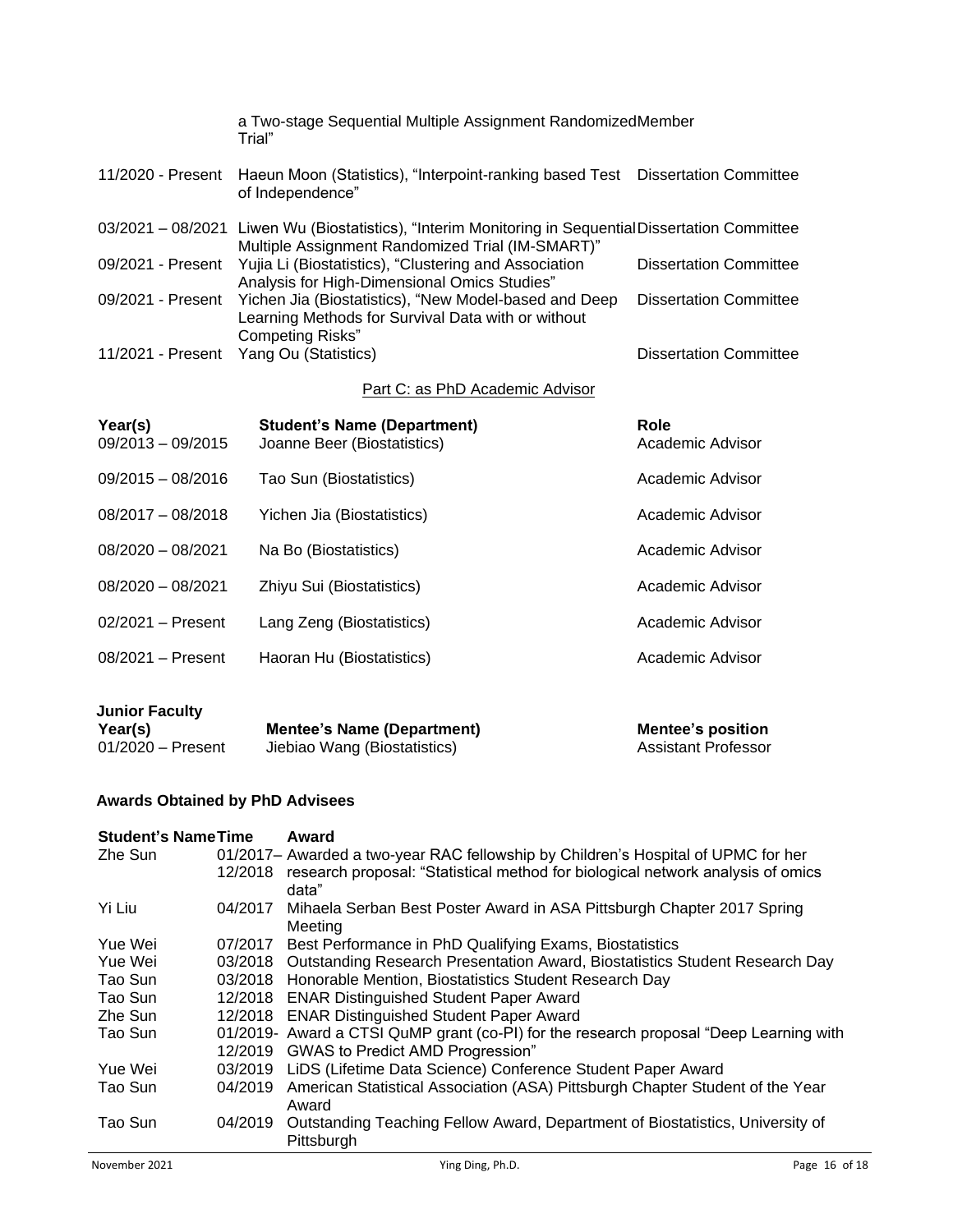| | | |
|---|---|---|
| | a Two-stage Sequential Multiple Assignment Randomized Trial" | Member |
| 11/2020 - Present | Haeun Moon (Statistics), "Interpoint-ranking based Test of Independence" | Dissertation Committee |
| 03/2021 – 08/2021 | Liwen Wu (Biostatistics), "Interim Monitoring in Sequential Multiple Assignment Randomized Trial (IM-SMART)" | Dissertation Committee |
| 09/2021 - Present | Yujia Li (Biostatistics), "Clustering and Association Analysis for High-Dimensional Omics Studies" | Dissertation Committee |
| 09/2021 - Present | Yichen Jia (Biostatistics), "New Model-based and Deep Learning Methods for Survival Data with or without Competing Risks" | Dissertation Committee |
| 11/2021 - Present | Yang Ou (Statistics) | Dissertation Committee |

Part C: as PhD Academic Advisor

| Year(s) | Student's Name (Department) | Role |
|---|---|---|
| 09/2013 – 09/2015 | Joanne Beer (Biostatistics) | Academic Advisor |
| 09/2015 – 08/2016 | Tao Sun (Biostatistics) | Academic Advisor |
| 08/2017 – 08/2018 | Yichen Jia (Biostatistics) | Academic Advisor |
| 08/2020 – 08/2021 | Na Bo (Biostatistics) | Academic Advisor |
| 08/2020 – 08/2021 | Zhiyu Sui (Biostatistics) | Academic Advisor |
| 02/2021 – Present | Lang Zeng (Biostatistics) | Academic Advisor |
| 08/2021 – Present | Haoran Hu (Biostatistics) | Academic Advisor |

**Junior Faculty**

| Year(s) | Mentee's Name (Department) | Mentee's position |
|---|---|---|
| 01/2020 – Present | Jiebiao Wang (Biostatistics) | Assistant Professor |

### Awards Obtained by PhD Advisees

| Student's Name | Time | Award |
|---|---|---|
| Zhe Sun | 01/2017–12/2018 | Awarded a two-year RAC fellowship by Children's Hospital of UPMC for her research proposal: "Statistical method for biological network analysis of omics data" |
| Yi Liu | 04/2017 | Mihaela Serban Best Poster Award in ASA Pittsburgh Chapter 2017 Spring Meeting |
| Yue Wei | 07/2017 | Best Performance in PhD Qualifying Exams, Biostatistics |
| Yue Wei | 03/2018 | Outstanding Research Presentation Award, Biostatistics Student Research Day |
| Tao Sun | 03/2018 | Honorable Mention, Biostatistics Student Research Day |
| Tao Sun | 12/2018 | ENAR Distinguished Student Paper Award |
| Zhe Sun | 12/2018 | ENAR Distinguished Student Paper Award |
| Tao Sun | 01/2019-12/2019 | Award a CTSI QuMP grant (co-PI) for the research proposal "Deep Learning with GWAS to Predict AMD Progression" |
| Yue Wei | 03/2019 | LiDS (Lifetime Data Science) Conference Student Paper Award |
| Tao Sun | 04/2019 | American Statistical Association (ASA) Pittsburgh Chapter Student of the Year Award |
| Tao Sun | 04/2019 | Outstanding Teaching Fellow Award, Department of Biostatistics, University of Pittsburgh |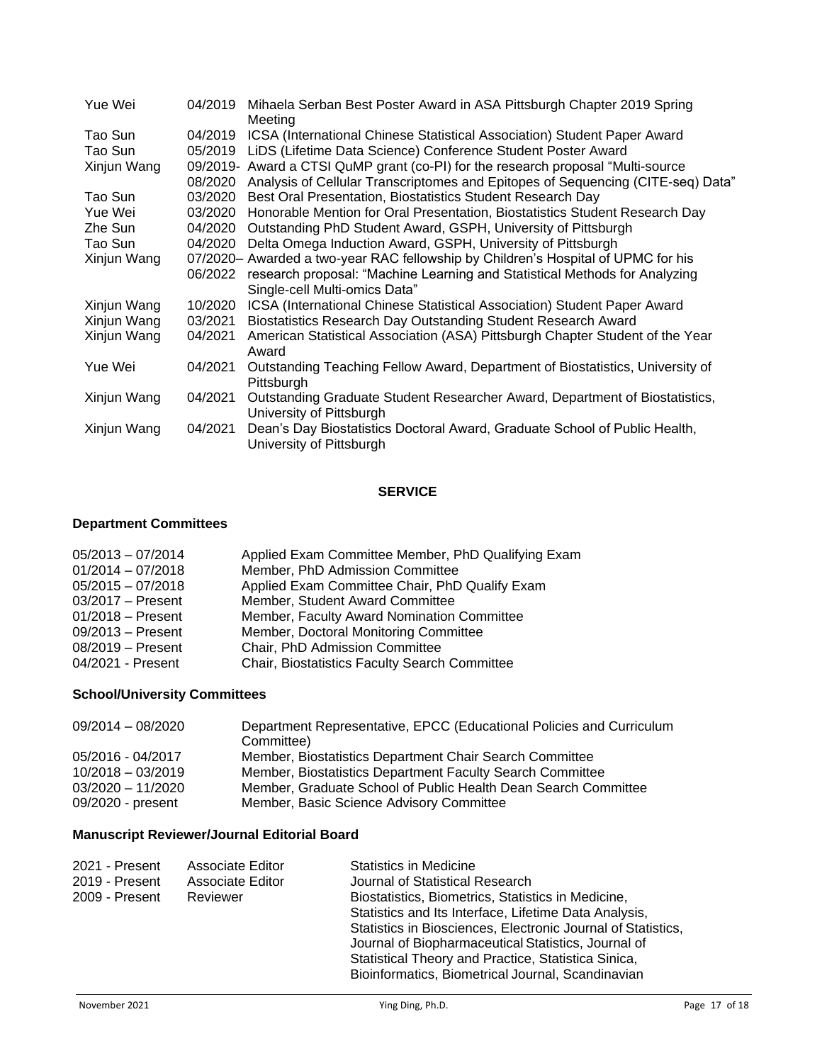| | | |
|---|---|---|
| Yue Wei | 04/2019 | Mihaela Serban Best Poster Award in ASA Pittsburgh Chapter 2019 Spring Meeting |
| Tao Sun | 04/2019 | ICSA (International Chinese Statistical Association) Student Paper Award |
| Tao Sun | 05/2019 | LiDS (Lifetime Data Science) Conference Student Poster Award |
| Xinjun Wang | 09/2019-08/2020 | Award a CTSI QuMP grant (co-PI) for the research proposal "Multi-source Analysis of Cellular Transcriptomes and Epitopes of Sequencing (CITE-seq) Data" |
| Tao Sun | 03/2020 | Best Oral Presentation, Biostatistics Student Research Day |
| Yue Wei | 03/2020 | Honorable Mention for Oral Presentation, Biostatistics Student Research Day |
| Zhe Sun | 04/2020 | Outstanding PhD Student Award, GSPH, University of Pittsburgh |
| Tao Sun | 04/2020 | Delta Omega Induction Award, GSPH, University of Pittsburgh |
| Xinjun Wang | 07/2020–06/2022 | Awarded a two-year RAC fellowship by Children's Hospital of UPMC for his research proposal: "Machine Learning and Statistical Methods for Analyzing Single-cell Multi-omics Data" |
| Xinjun Wang | 10/2020 | ICSA (International Chinese Statistical Association) Student Paper Award |
| Xinjun Wang | 03/2021 | Biostatistics Research Day Outstanding Student Research Award |
| Xinjun Wang | 04/2021 | American Statistical Association (ASA) Pittsburgh Chapter Student of the Year Award |
| Yue Wei | 04/2021 | Outstanding Teaching Fellow Award, Department of Biostatistics, University of Pittsburgh |
| Xinjun Wang | 04/2021 | Outstanding Graduate Student Researcher Award, Department of Biostatistics, University of Pittsburgh |
| Xinjun Wang | 04/2021 | Dean's Day Biostatistics Doctoral Award, Graduate School of Public Health, University of Pittsburgh |

## SERVICE

### Department Committees

| | |
|---|---|
| 05/2013 – 07/2014 | Applied Exam Committee Member, PhD Qualifying Exam |
| 01/2014 – 07/2018 | Member, PhD Admission Committee |
| 05/2015 – 07/2018 | Applied Exam Committee Chair, PhD Qualify Exam |
| 03/2017 – Present | Member, Student Award Committee |
| 01/2018 – Present | Member, Faculty Award Nomination Committee |
| 09/2013 – Present | Member, Doctoral Monitoring Committee |
| 08/2019 – Present | Chair, PhD Admission Committee |
| 04/2021 - Present | Chair, Biostatistics Faculty Search Committee |

### School/University Committees

| | |
|---|---|
| 09/2014 – 08/2020 | Department Representative, EPCC (Educational Policies and Curriculum Committee) |
| 05/2016 - 04/2017 | Member, Biostatistics Department Chair Search Committee |
| 10/2018 – 03/2019 | Member, Biostatistics Department Faculty Search Committee |
| 03/2020 – 11/2020 | Member, Graduate School of Public Health Dean Search Committee |
| 09/2020 - present | Member, Basic Science Advisory Committee |

### Manuscript Reviewer/Journal Editorial Board

| | | |
|---|---|---|
| 2021 - Present | Associate Editor | Statistics in Medicine |
| 2019 - Present | Associate Editor | Journal of Statistical Research |
| 2009 - Present | Reviewer | Biostatistics, Biometrics, Statistics in Medicine, Statistics and Its Interface, Lifetime Data Analysis, Statistics in Biosciences, Electronic Journal of Statistics, Journal of Biopharmaceutical Statistics, Journal of Statistical Theory and Practice, Statistica Sinica, Bioinformatics, Biometrical Journal, Scandinavian |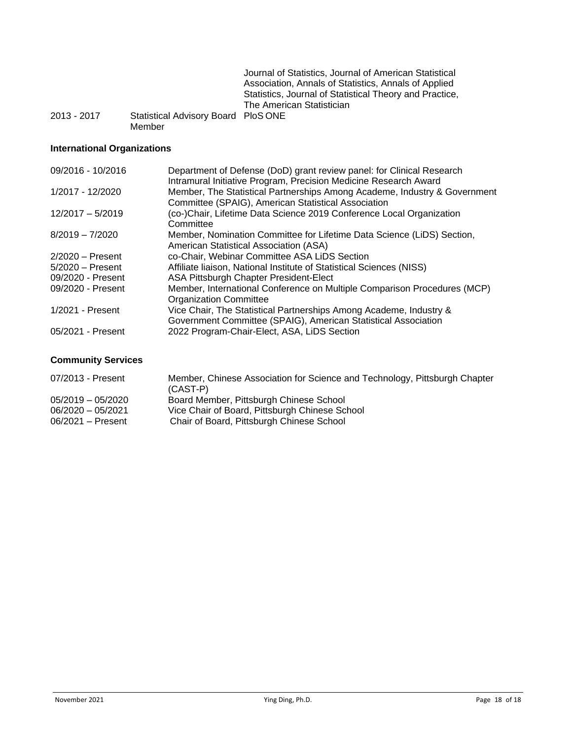| | | |
|---|---|---|
| | | Journal of Statistics, Journal of American Statistical Association, Annals of Statistics, Annals of Applied Statistics, Journal of Statistical Theory and Practice, The American Statistician |
| 2013 - 2017 | Statistical Advisory Board Member | PloS ONE |

**International Organizations**

| | |
|---|---|
| 09/2016 - 10/2016 | Department of Defense (DoD) grant review panel: for Clinical Research Intramural Initiative Program, Precision Medicine Research Award |
| 1/2017 - 12/2020 | Member, The Statistical Partnerships Among Academe, Industry & Government Committee (SPAIG), American Statistical Association |
| 12/2017 – 5/2019 | (co-)Chair, Lifetime Data Science 2019 Conference Local Organization Committee |
| 8/2019 – 7/2020 | Member, Nomination Committee for Lifetime Data Science (LiDS) Section, American Statistical Association (ASA) |
| 2/2020 – Present | co-Chair, Webinar Committee ASA LiDS Section |
| 5/2020 – Present | Affiliate liaison, National Institute of Statistical Sciences (NISS) |
| 09/2020 - Present | ASA Pittsburgh Chapter President-Elect |
| 09/2020 - Present | Member, International Conference on Multiple Comparison Procedures (MCP) Organization Committee |
| 1/2021 - Present | Vice Chair, The Statistical Partnerships Among Academe, Industry & Government Committee (SPAIG), American Statistical Association |
| 05/2021 - Present | 2022 Program-Chair-Elect, ASA, LiDS Section |

**Community Services**

| | |
|---|---|
| 07/2013 - Present | Member, Chinese Association for Science and Technology, Pittsburgh Chapter (CAST-P) |
| 05/2019 – 05/2020 | Board Member, Pittsburgh Chinese School |
| 06/2020 – 05/2021 | Vice Chair of Board, Pittsburgh Chinese School |
| 06/2021 – Present | Chair of Board, Pittsburgh Chinese School |